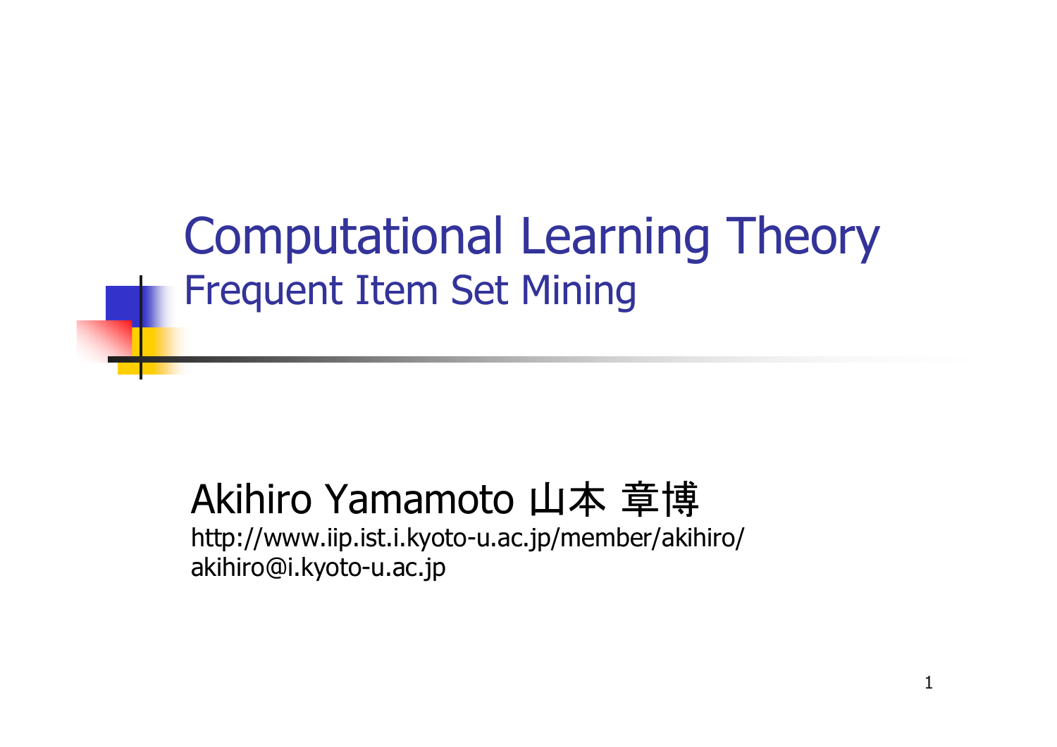# Computational Learning Theory

## Frequent Item Set Mining

Akihiro Yamamoto 山本 章博

http://www.iip.ist.i.kyoto-u.ac.jp/member/akihiro/

akihiro@i.kyoto-u.ac.jp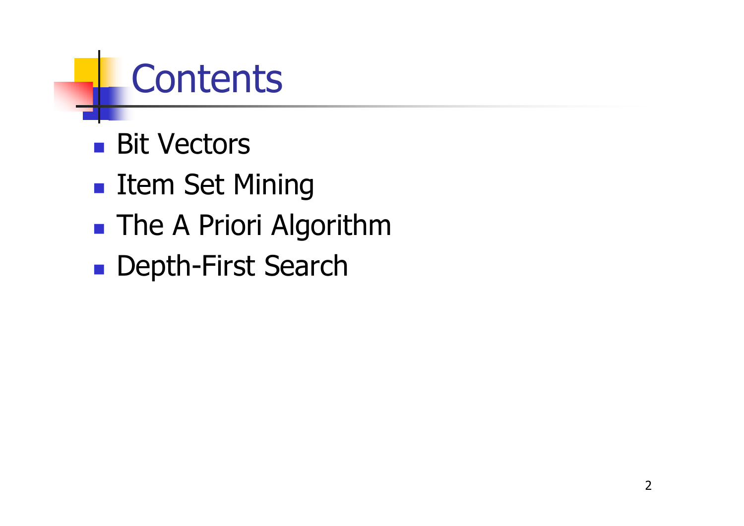# Contents

- Bit Vectors
- Item Set Mining
- The A Priori Algorithm
- Depth-First Search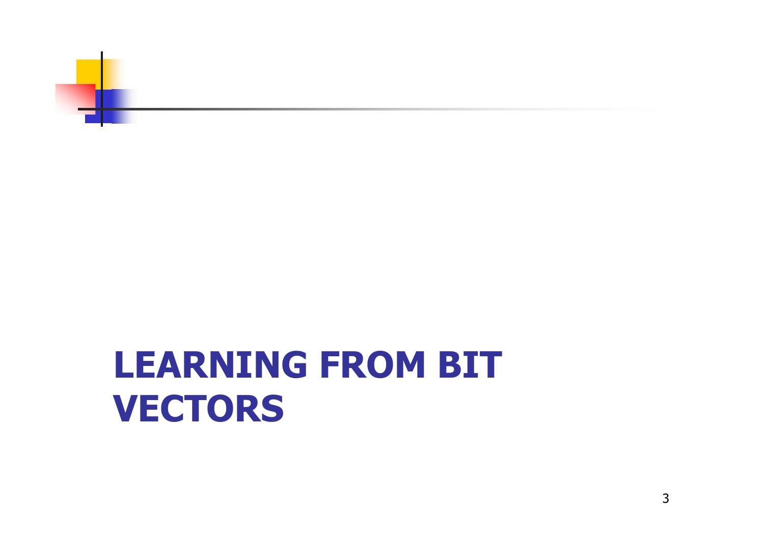# LEARNING FROM BIT VECTORS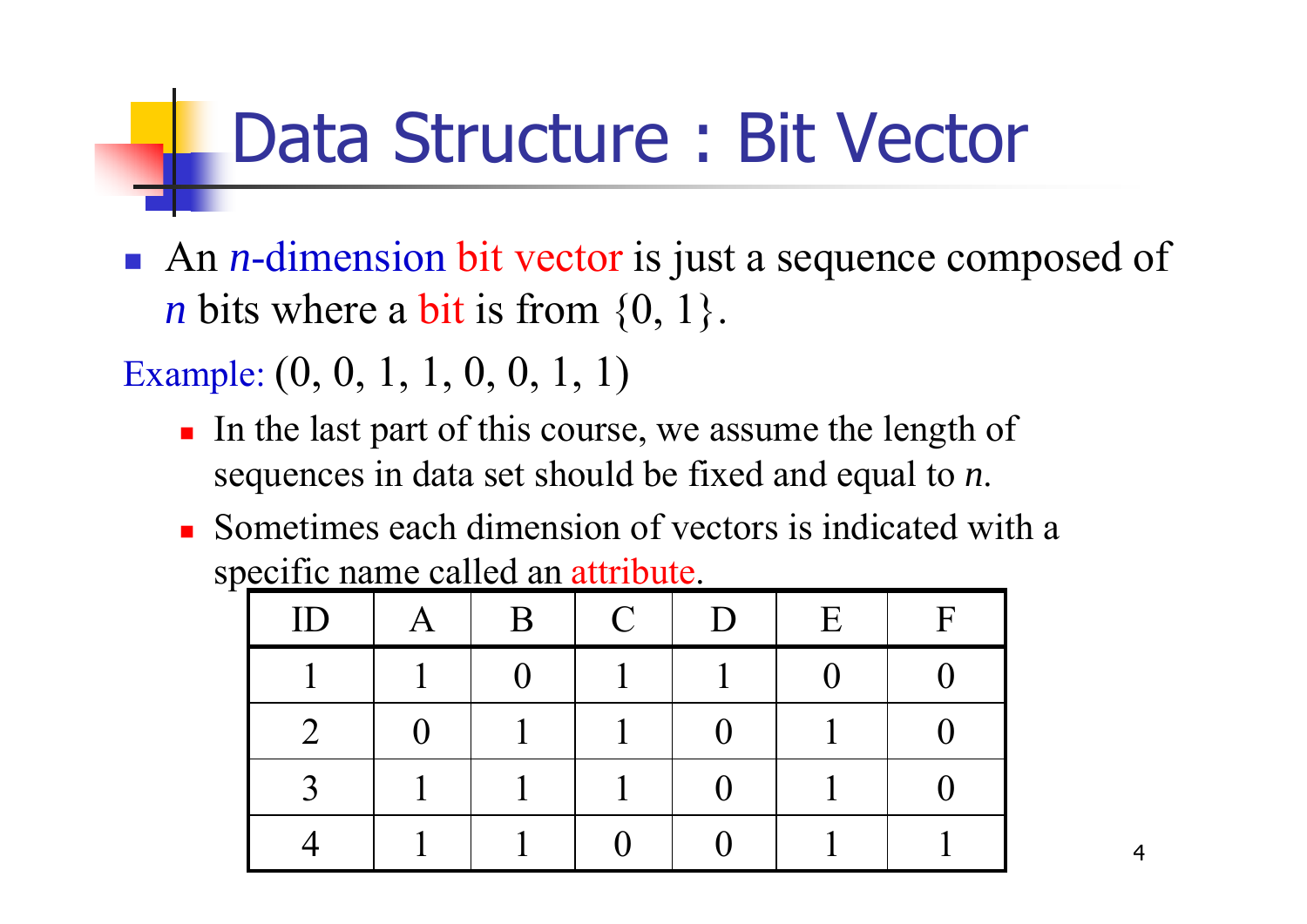# Data Structure : Bit Vector

- An *n*-dimension bit vector is just a sequence composed of *n* bits where a bit is from {0, 1}.

Example: (0, 0, 1, 1, 0, 0, 1, 1)

  - In the last part of this course, we assume the length of sequences in data set should be fixed and equal to *n*.
  - Sometimes each dimension of vectors is indicated with a specific name called an attribute.

| ID | A | B | C | D | E | F |
|---|---|---|---|---|---|---|
| 1 | 1 | 0 | 1 | 1 | 0 | 0 |
| 2 | 0 | 1 | 1 | 0 | 1 | 0 |
| 3 | 1 | 1 | 1 | 0 | 1 | 0 |
| 4 | 1 | 1 | 0 | 0 | 1 | 1 |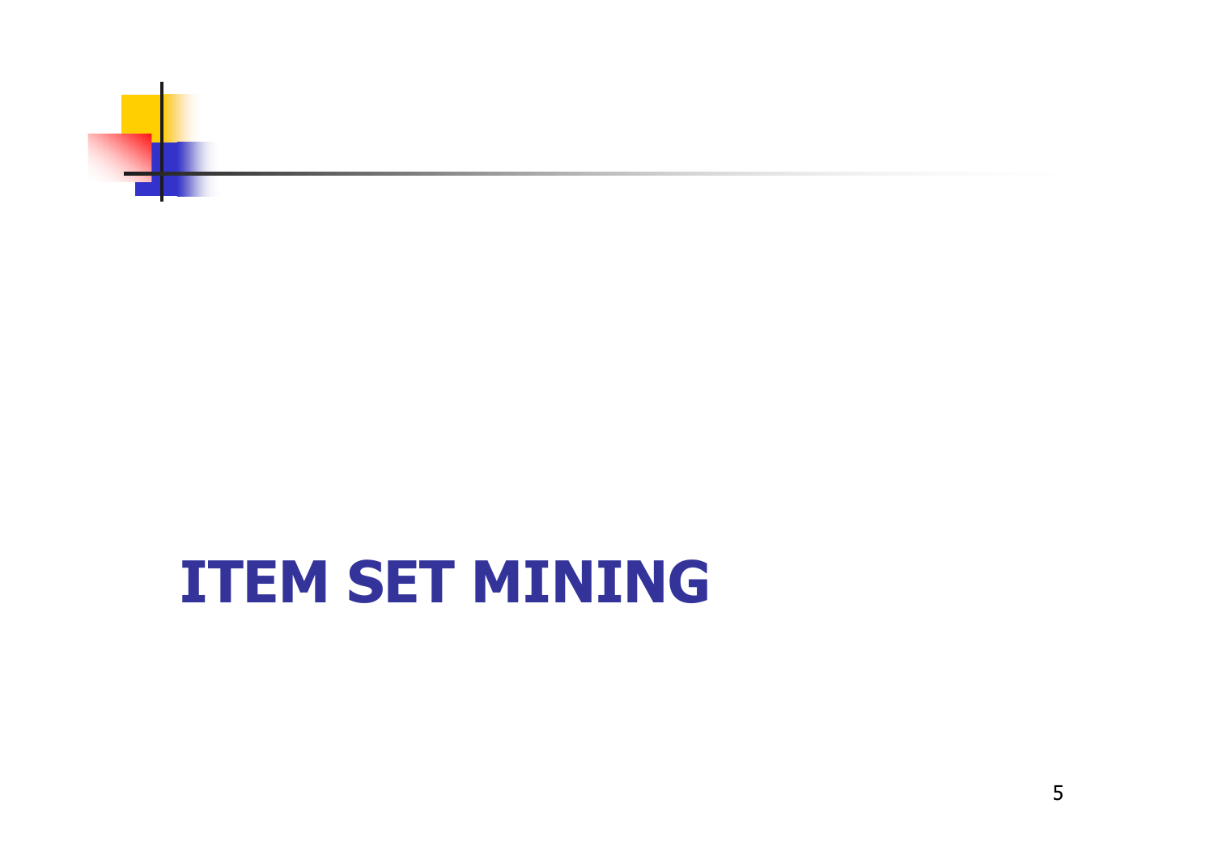# ITEM SET MINING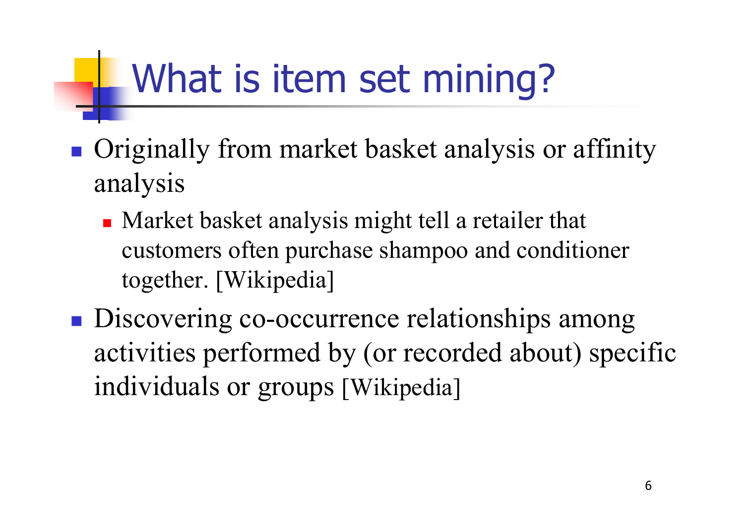# What is item set mining?

- Originally from market basket analysis or affinity analysis
  - Market basket analysis might tell a retailer that customers often purchase shampoo and conditioner together. [Wikipedia]
- Discovering co-occurrence relationships among activities performed by (or recorded about) specific individuals or groups [Wikipedia]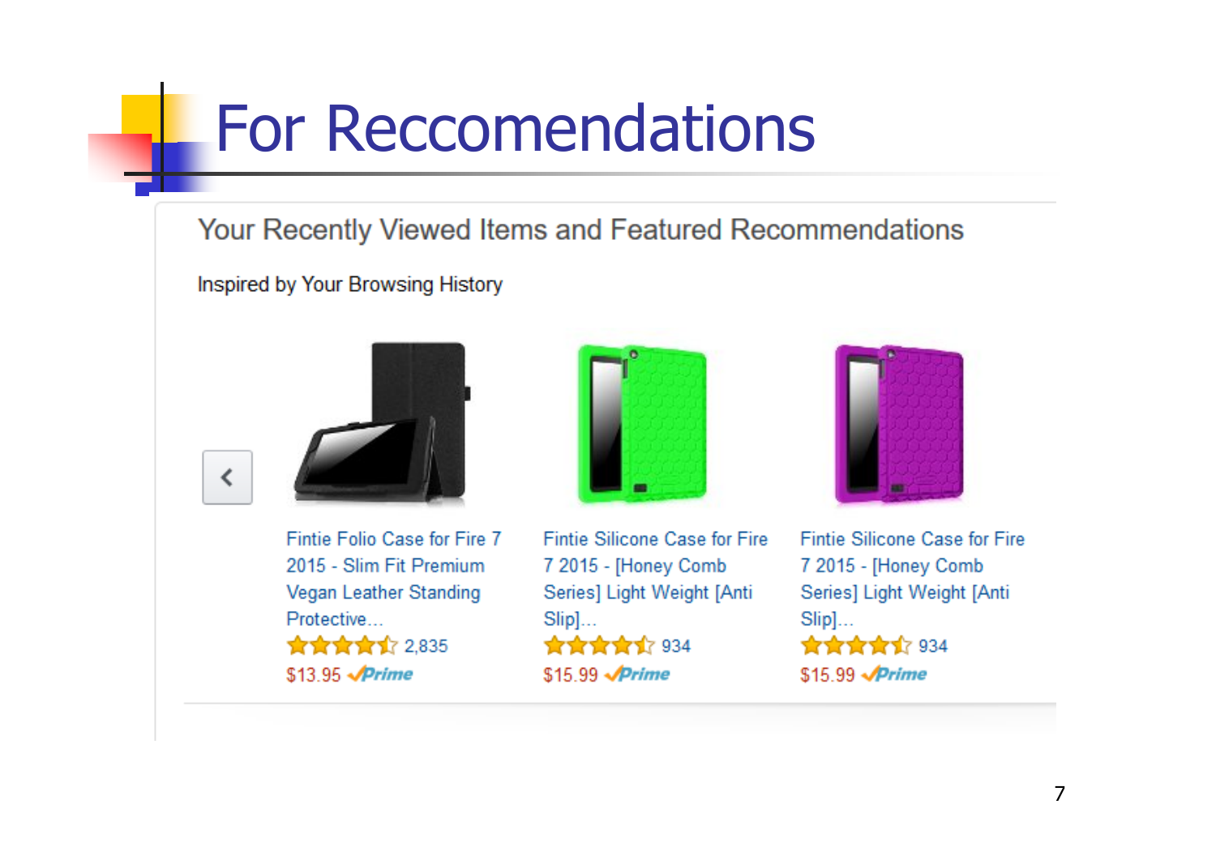# For Reccomendations

Your Recently Viewed Items and Featured Recommendations

Inspired by Your Browsing History

Fintie Folio Case for Fire 7 2015 - Slim Fit Premium Vegan Leather Standing Protective...
2,835
$13.95 Prime

Fintie Silicone Case for Fire 7 2015 - [Honey Comb Series] Light Weight [Anti Slip]...
934
$15.99 Prime

Fintie Silicone Case for Fire 7 2015 - [Honey Comb Series] Light Weight [Anti Slip]...
934
$15.99 Prime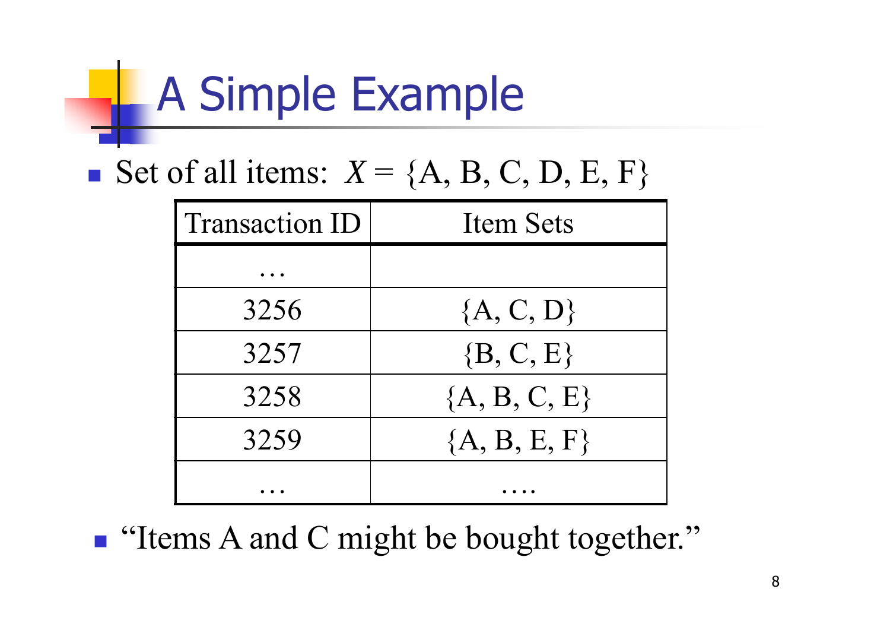# A Simple Example

- Set of all items: $X$ = {A, B, C, D, E, F}

| Transaction ID | Item Sets |
|---|---|
| … | |
| 3256 | {A, C, D} |
| 3257 | {B, C, E} |
| 3258 | {A, B, C, E} |
| 3259 | {A, B, E, F} |
| … | …. |

- "Items A and C might be bought together."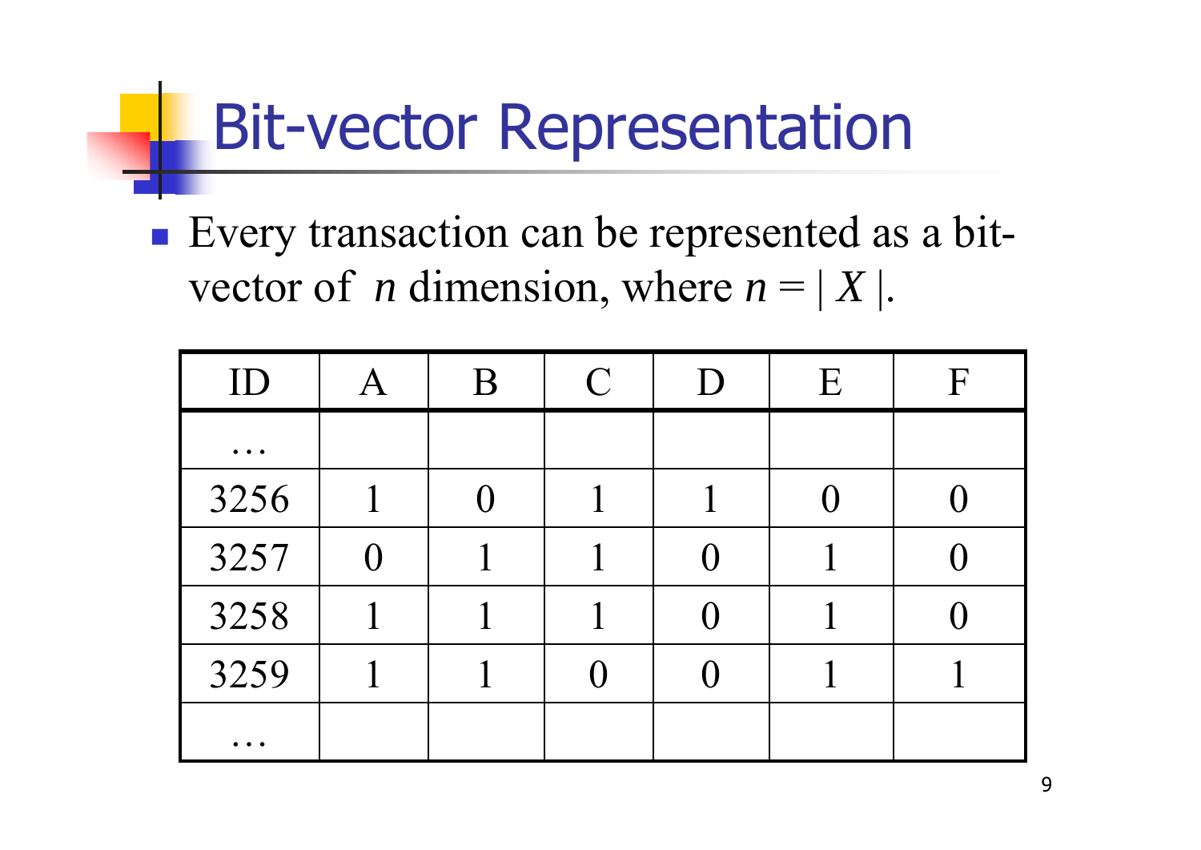# Bit-vector Representation

- Every transaction can be represented as a bit-vector of $n$ dimension, where $n = |X|$.

| ID | A | B | C | D | E | F |
|---|---|---|---|---|---|---|
| … | | | | | | |
| 3256 | 1 | 0 | 1 | 1 | 0 | 0 |
| 3257 | 0 | 1 | 1 | 0 | 1 | 0 |
| 3258 | 1 | 1 | 1 | 0 | 1 | 0 |
| 3259 | 1 | 1 | 0 | 0 | 1 | 1 |
| … | | | | | | |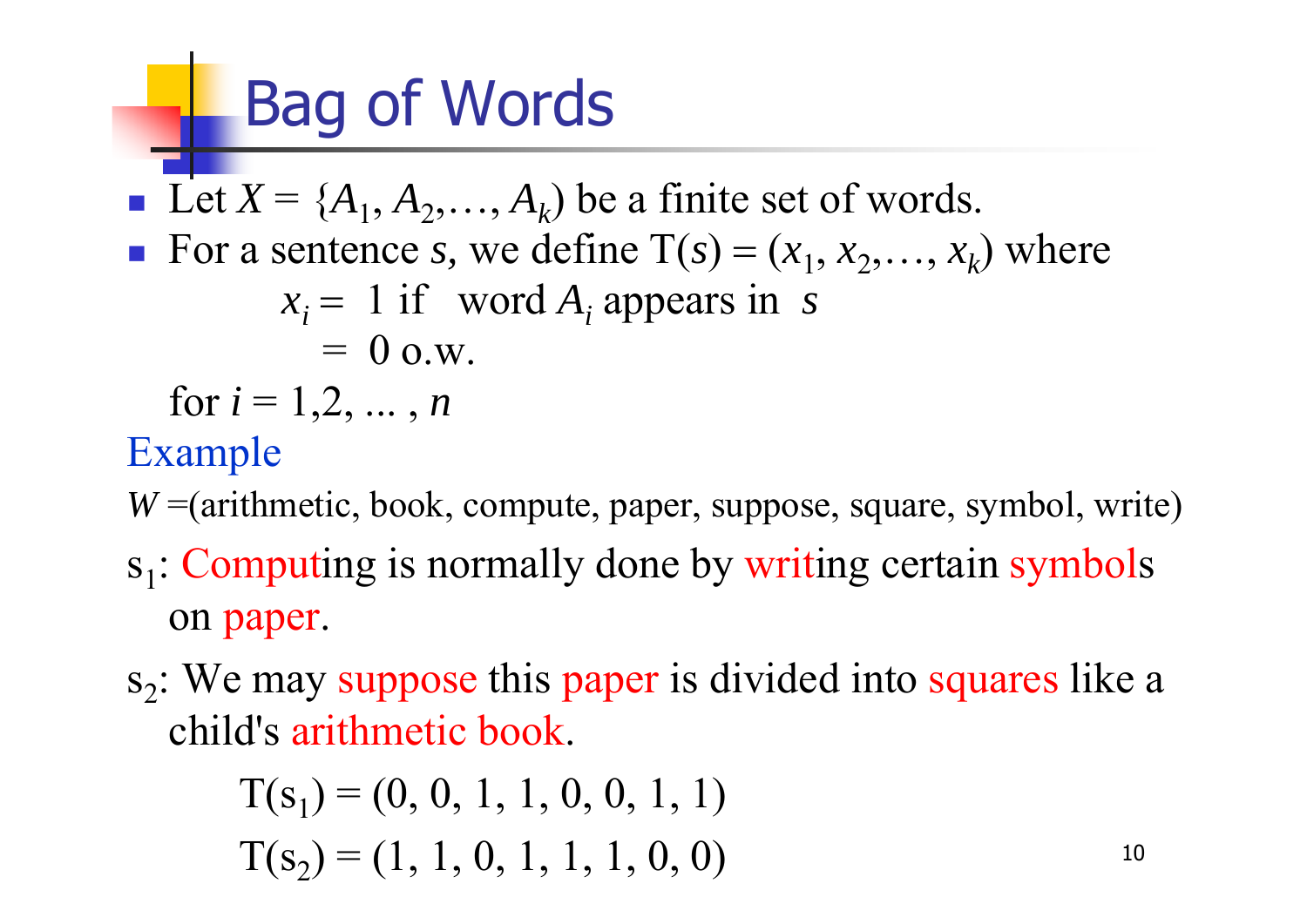# Bag of Words

- Let $X = \{A_1, A_2, \ldots, A_k)$ be a finite set of words.
- For a sentence $s$, we define $T(s) = (x_1, x_2, \ldots, x_k)$ where

$$x_i = 1 \text{ if word } A_i \text{ appears in } s$$
$$= 0 \text{ o.w.}$$

for $i = 1, 2, \ldots, n$

Example

$W$ =(arithmetic, book, compute, paper, suppose, square, symbol, write)

$s_1$: Computing is normally done by writing certain symbols on paper.

$s_2$: We may suppose this paper is divided into squares like a child's arithmetic book.

$$T(s_1) = (0, 0, 1, 1, 0, 0, 1, 1)$$
$$T(s_2) = (1, 1, 0, 1, 1, 1, 0, 0)$$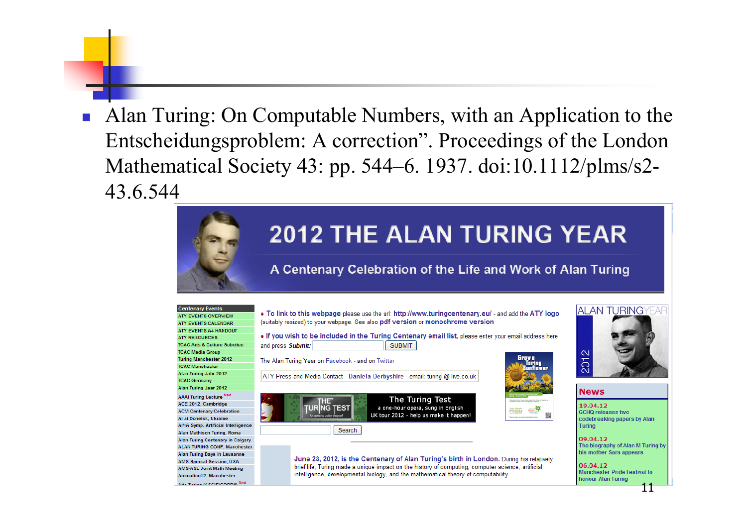- Alan Turing: On Computable Numbers, with an Application to the Entscheidungsproblem: A correction”. Proceedings of the London Mathematical Society 43: pp. 544–6. 1937. doi:10.1112/plms/s2-43.6.544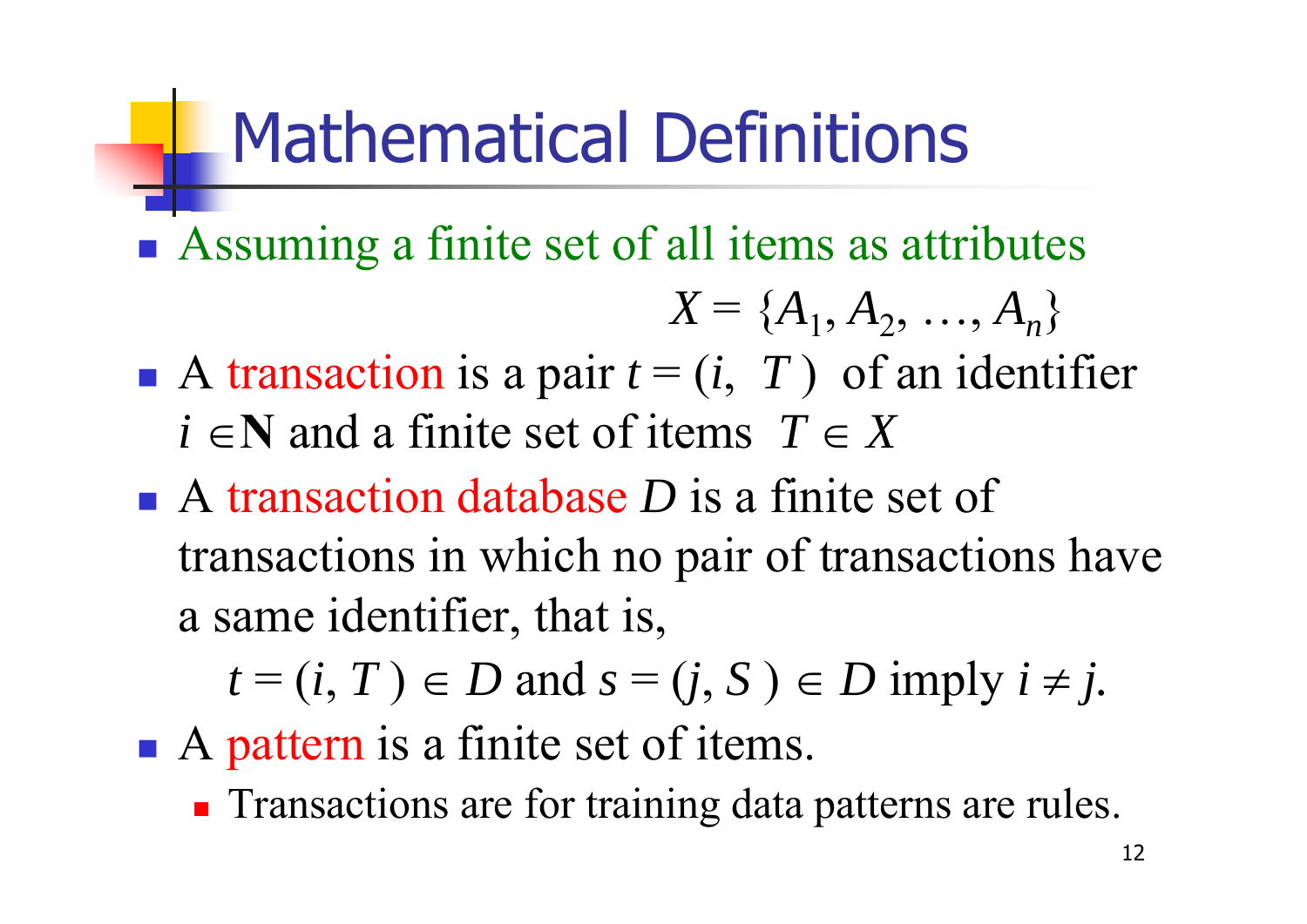# Mathematical Definitions

- Assuming a finite set of all items as attributes

  $$X = \{A_1, A_2, \ldots, A_n\}$$

- A transaction is a pair $t = (i, T)$ of an identifier $i \in \mathbf{N}$ and a finite set of items $T \in X$
- A transaction database $D$ is a finite set of transactions in which no pair of transactions have a same identifier, that is,

  $$t = (i, T) \in D \text{ and } s = (j, S) \in D \text{ imply } i \neq j.$$

- A pattern is a finite set of items.
  - Transactions are for training data patterns are rules.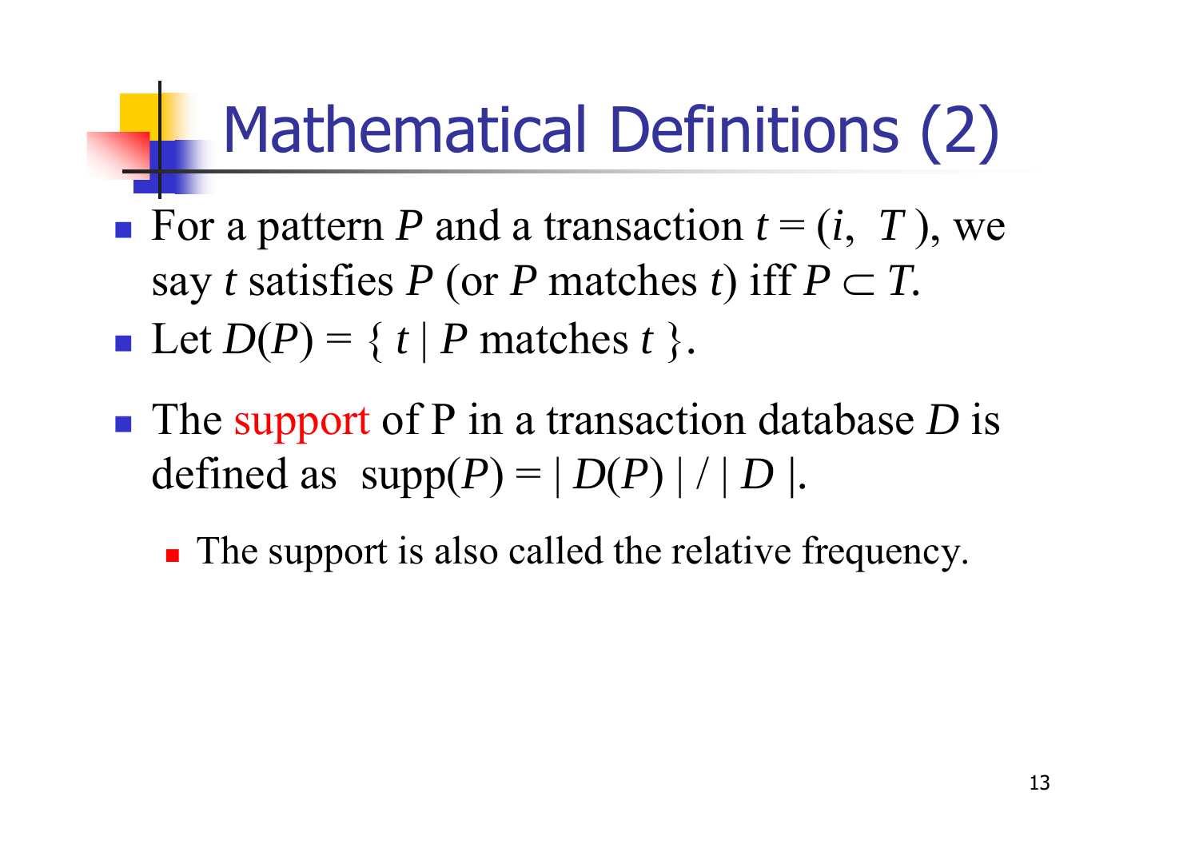# Mathematical Definitions (2)

- For a pattern $P$ and a transaction $t = (i, \ T)$, we say $t$ satisfies $P$ (or $P$ matches $t$) iff $P \subset T$.
- Let $D(P) = \{ \ t \mid P \text{ matches } t \ \}$.
- The support of P in a transaction database $D$ is defined as $\text{supp}(P) = | \ D(P) \ | \ / \ | \ D \ |$.
  - The support is also called the relative frequency.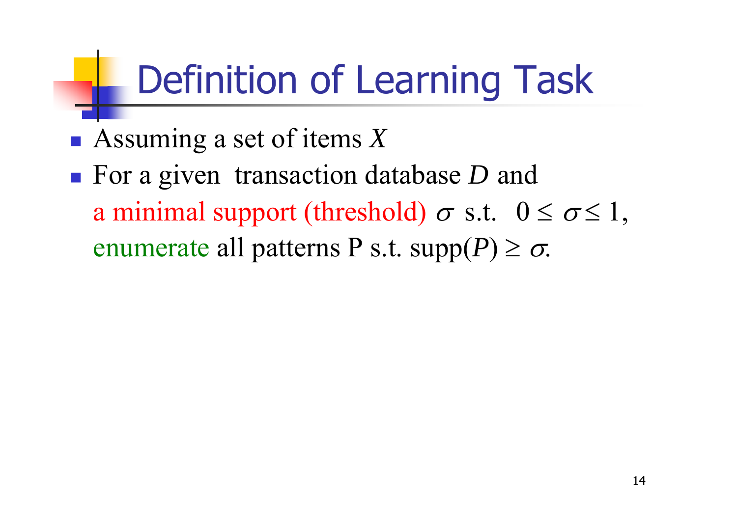# Definition of Learning Task

- Assuming a set of items $X$
- For a given transaction database $D$ and a minimal support (threshold) $\sigma$ s.t. $0 \leq \sigma \leq 1$, enumerate all patterns P s.t. supp($P$) $\geq \sigma$.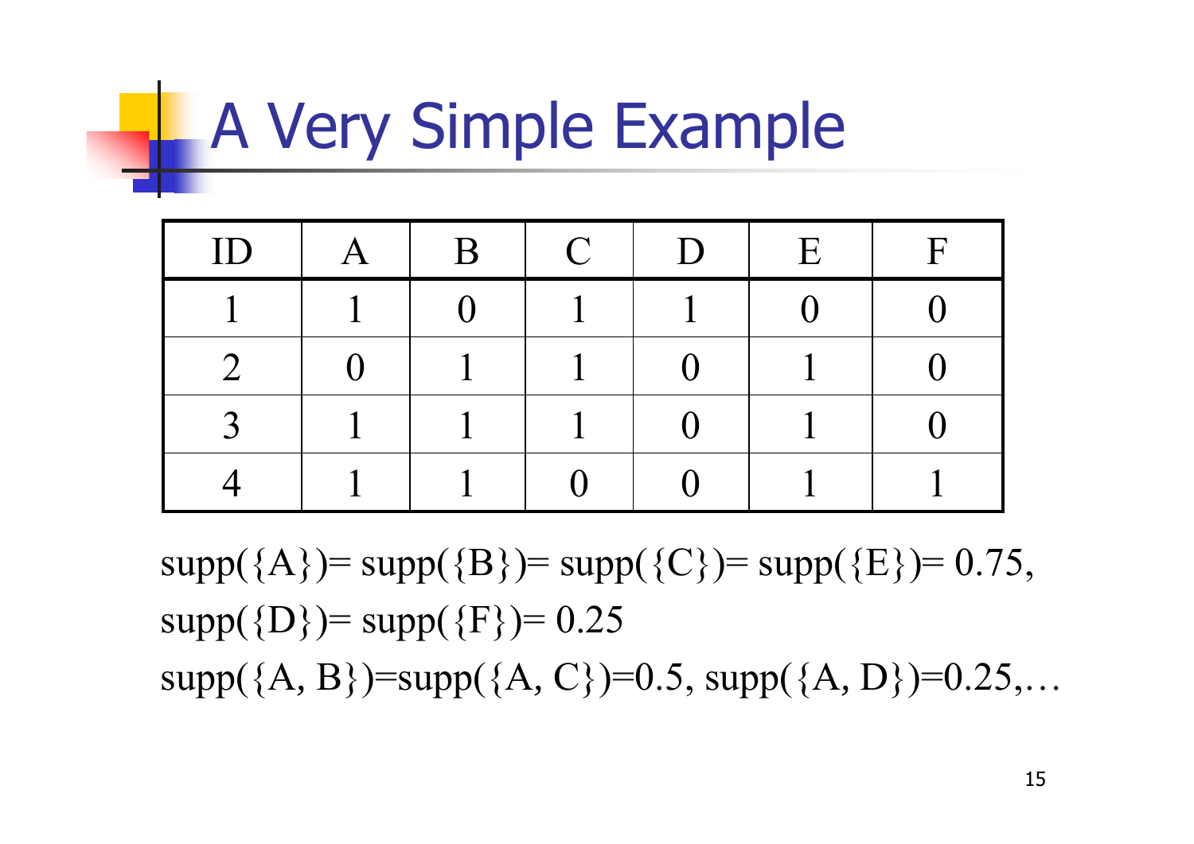# A Very Simple Example

| ID | A | B | C | D | E | F |
|---|---|---|---|---|---|---|
| 1 | 1 | 0 | 1 | 1 | 0 | 0 |
| 2 | 0 | 1 | 1 | 0 | 1 | 0 |
| 3 | 1 | 1 | 1 | 0 | 1 | 0 |
| 4 | 1 | 1 | 0 | 0 | 1 | 1 |

supp({A})= supp({B})= supp({C})= supp({E})= 0.75,
supp({D})= supp({F})= 0.25
supp({A, B})=supp({A, C})=0.5, supp({A, D})=0.25,…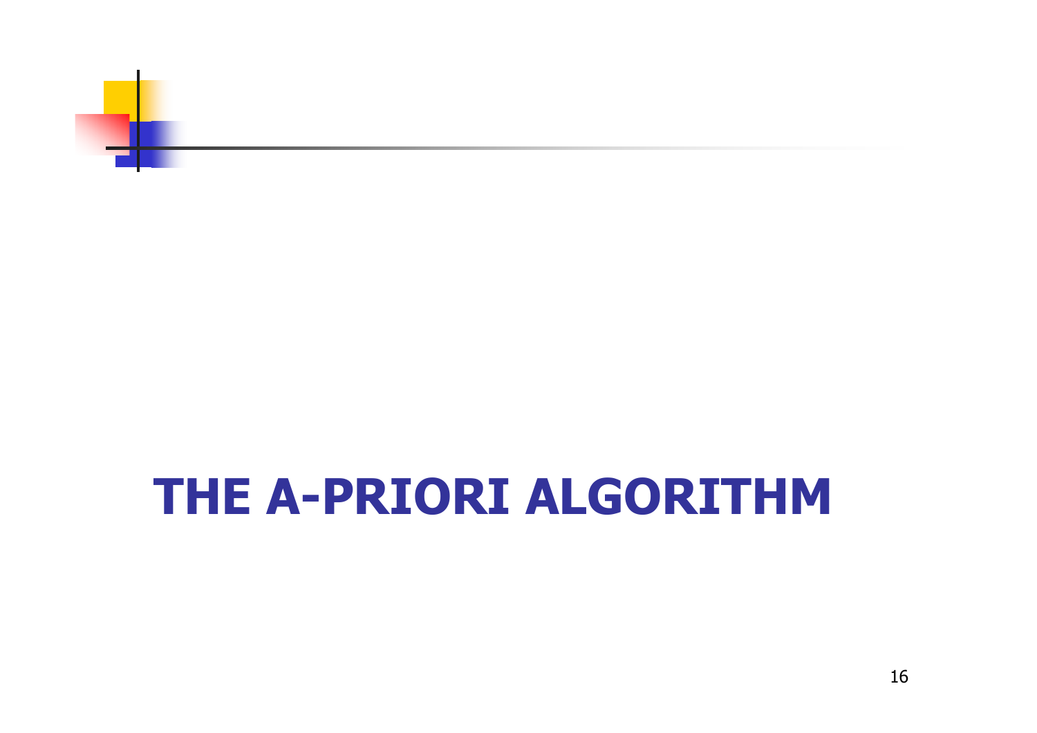# THE A-PRIORI ALGORITHM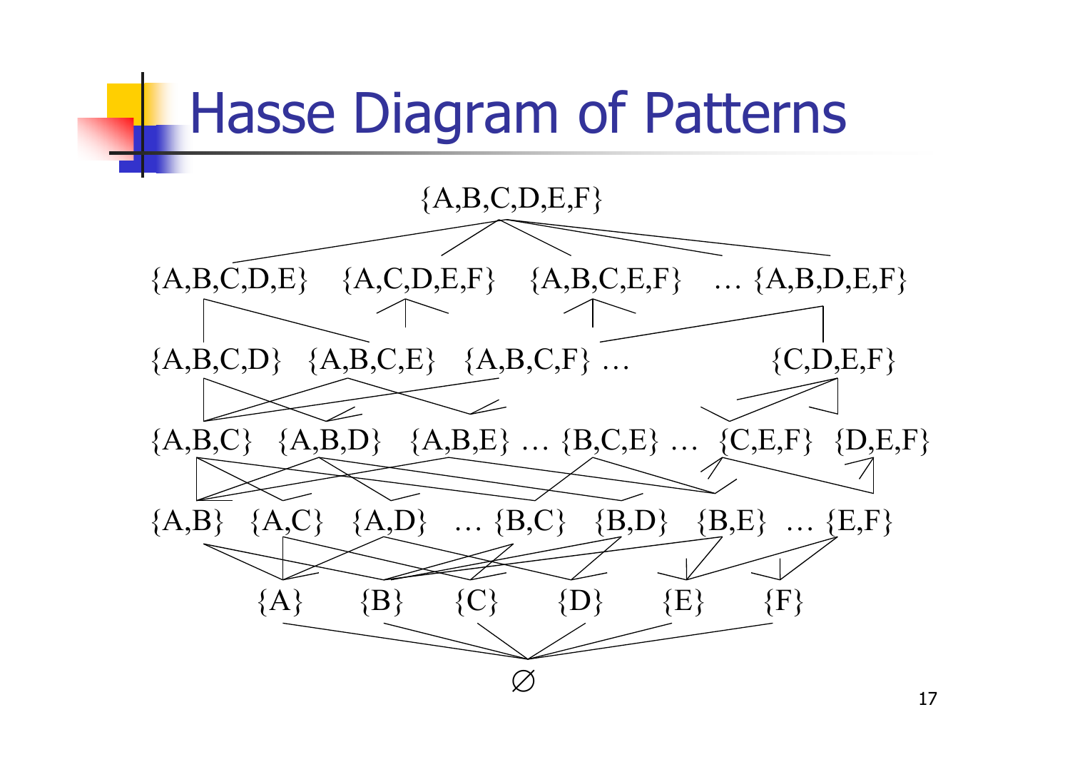# Hasse Diagram of Patterns

{A,B,C,D,E,F}

{A,B,C,D,E} {A,C,D,E,F} {A,B,C,E,F} … {A,B,D,E,F}

{A,B,C,D} {A,B,C,E} {A,B,C,F} … {C,D,E,F}

{A,B,C} {A,B,D} {A,B,E} … {B,C,E} … {C,E,F} {D,E,F}

{A,B} {A,C} {A,D} … {B,C} {B,D} {B,E} … {E,F}

{A} {B} {C} {D} {E} {F}

∅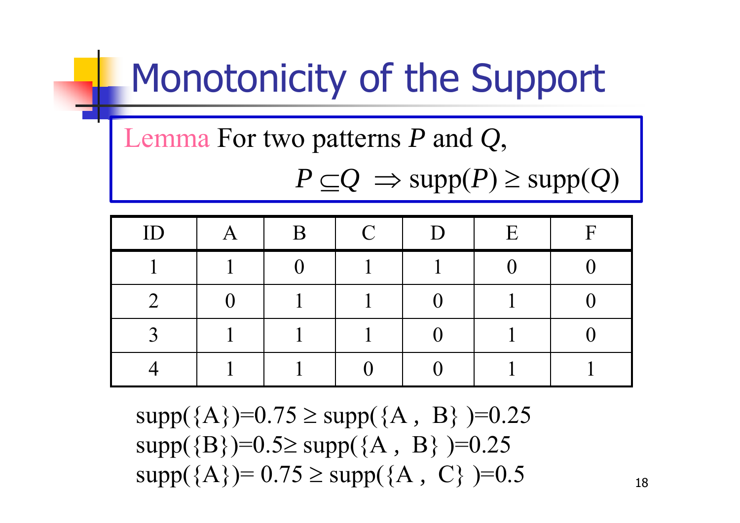# Monotonicity of the Support

**Lemma** For two patterns $P$ and $Q$,

$$P \subseteq Q \Rightarrow \text{supp}(P) \geq \text{supp}(Q)$$

| ID | A | B | C | D | E | F |
|---|---|---|---|---|---|---|
| 1 | 1 | 0 | 1 | 1 | 0 | 0 |
| 2 | 0 | 1 | 1 | 0 | 1 | 0 |
| 3 | 1 | 1 | 1 | 0 | 1 | 0 |
| 4 | 1 | 1 | 0 | 0 | 1 | 1 |

supp({A})=0.75 ≥ supp({A , B} )=0.25
supp({B})=0.5≥ supp({A , B} )=0.25
supp({A})= 0.75 ≥ supp({A , C} )=0.5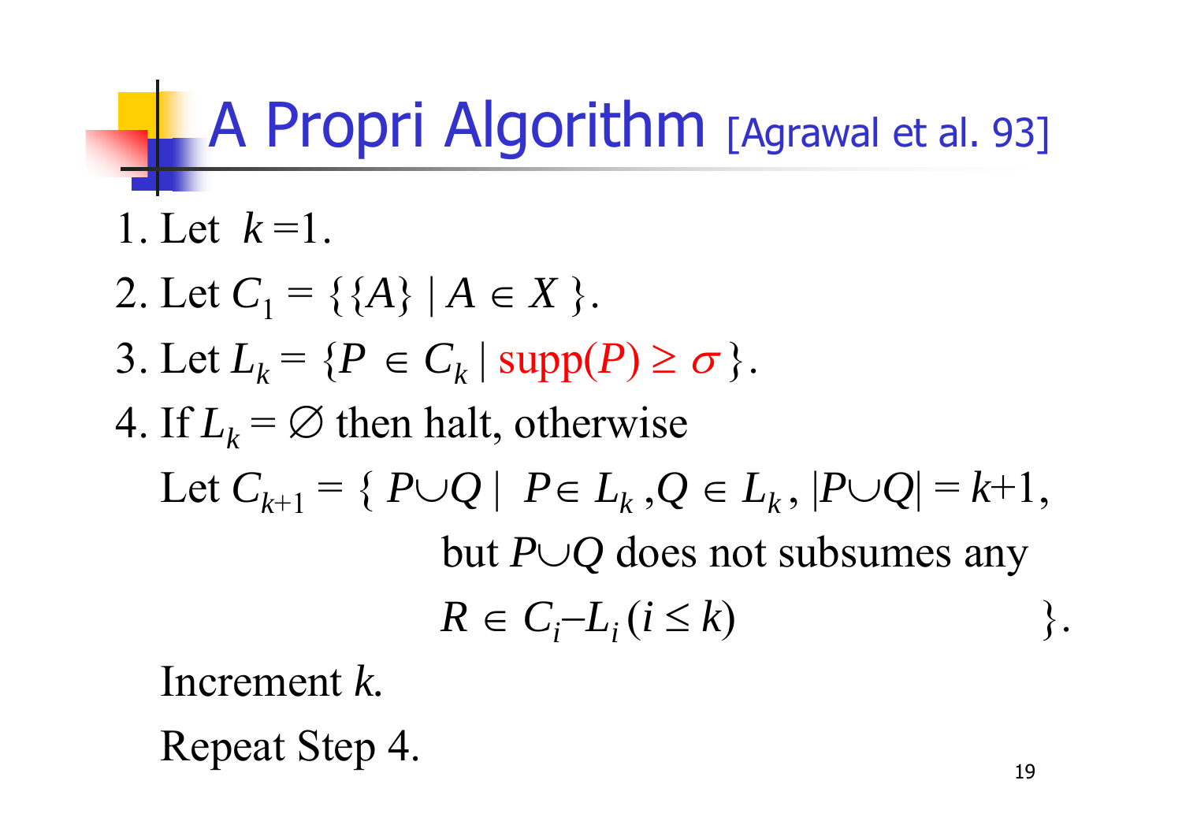# A Propri Algorithm [Agrawal et al. 93]

1. Let $k = 1$.
2. Let $C_1 = \{ \{A\} \mid A \in X \}$.
3. Let $L_k = \{P \in C_k \mid \text{supp}(P) \geq \sigma \}$.
4. If $L_k = \varnothing$ then halt, otherwise

   Let $C_{k+1} = \{ P \cup Q \mid P \in L_k, Q \in L_k, |P \cup Q| = k+1,$ but $P \cup Q$ does not subsumes any $R \in C_i - L_i \; (i \leq k) \}$.

   Increment $k$.

   Repeat Step 4.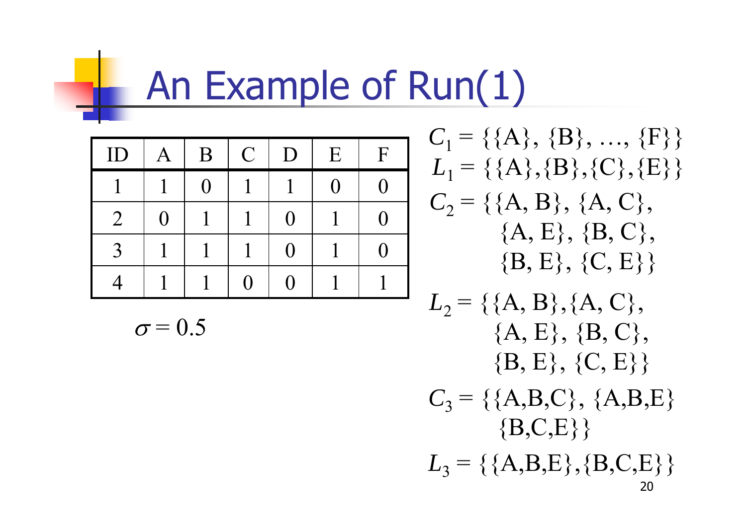# An Example of Run(1)

| ID | A | B | C | D | E | F |
|---|---|---|---|---|---|---|
| 1 | 1 | 0 | 1 | 1 | 0 | 0 |
| 2 | 0 | 1 | 1 | 0 | 1 | 0 |
| 3 | 1 | 1 | 1 | 0 | 1 | 0 |
| 4 | 1 | 1 | 0 | 0 | 1 | 1 |

$\sigma = 0.5$

$C_1 = \{\{A\}, \{B\}, \ldots, \{F\}\}$

$L_1 = \{\{A\},\{B\},\{C\},\{E\}\}$

$C_2 = \{\{A, B\}, \{A, C\}, \{A, E\}, \{B, C\}, \{B, E\}, \{C, E\}\}$

$L_2 = \{\{A, B\},\{A, C\}, \{A, E\}, \{B, C\}, \{B, E\}, \{C, E\}\}$

$C_3 = \{\{A,B,C\}, \{A,B,E\} \{B,C,E\}\}$

$L_3 = \{\{A,B,E\},\{B,C,E\}\}$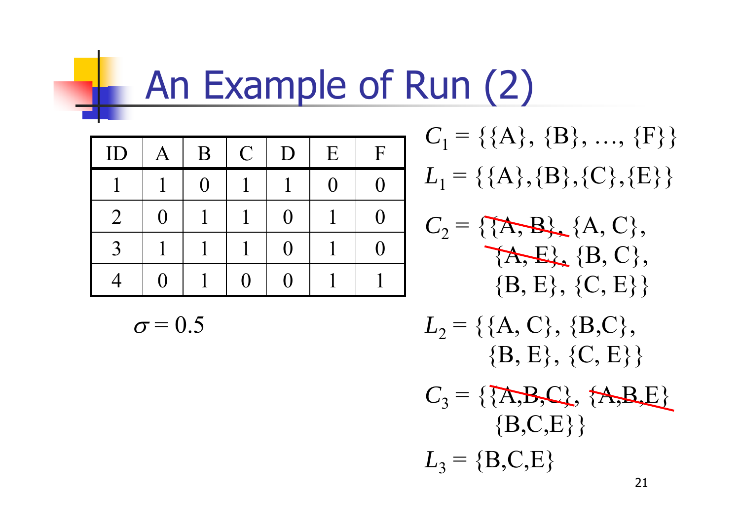# An Example of Run (2)

| ID | A | B | C | D | E | F |
|---|---|---|---|---|---|---|
| 1 | 1 | 0 | 1 | 1 | 0 | 0 |
| 2 | 0 | 1 | 1 | 0 | 1 | 0 |
| 3 | 1 | 1 | 1 | 0 | 1 | 0 |
| 4 | 0 | 1 | 0 | 0 | 1 | 1 |

$\sigma = 0.5$

$C_1 = \{\{A\}, \{B\}, \ldots, \{F\}\}$

$L_1 = \{\{A\},\{B\},\{C\},\{E\}\}$

$C_2 = \{$~~$\{A, B\}$~~, $\{A, C\}$, ~~$\{A, E\}$~~, $\{B, C\}$, $\{B, E\}$, $\{C, E\}\}$

$L_2 = \{\{A, C\}, \{B,C\}, \{B, E\}, \{C, E\}\}$

$C_3 = \{$~~$\{A,B,C\}$~~, ~~$\{A,B,E\}$~~ $\{B,C,E\}\}$

$L_3 = \{B,C,E\}$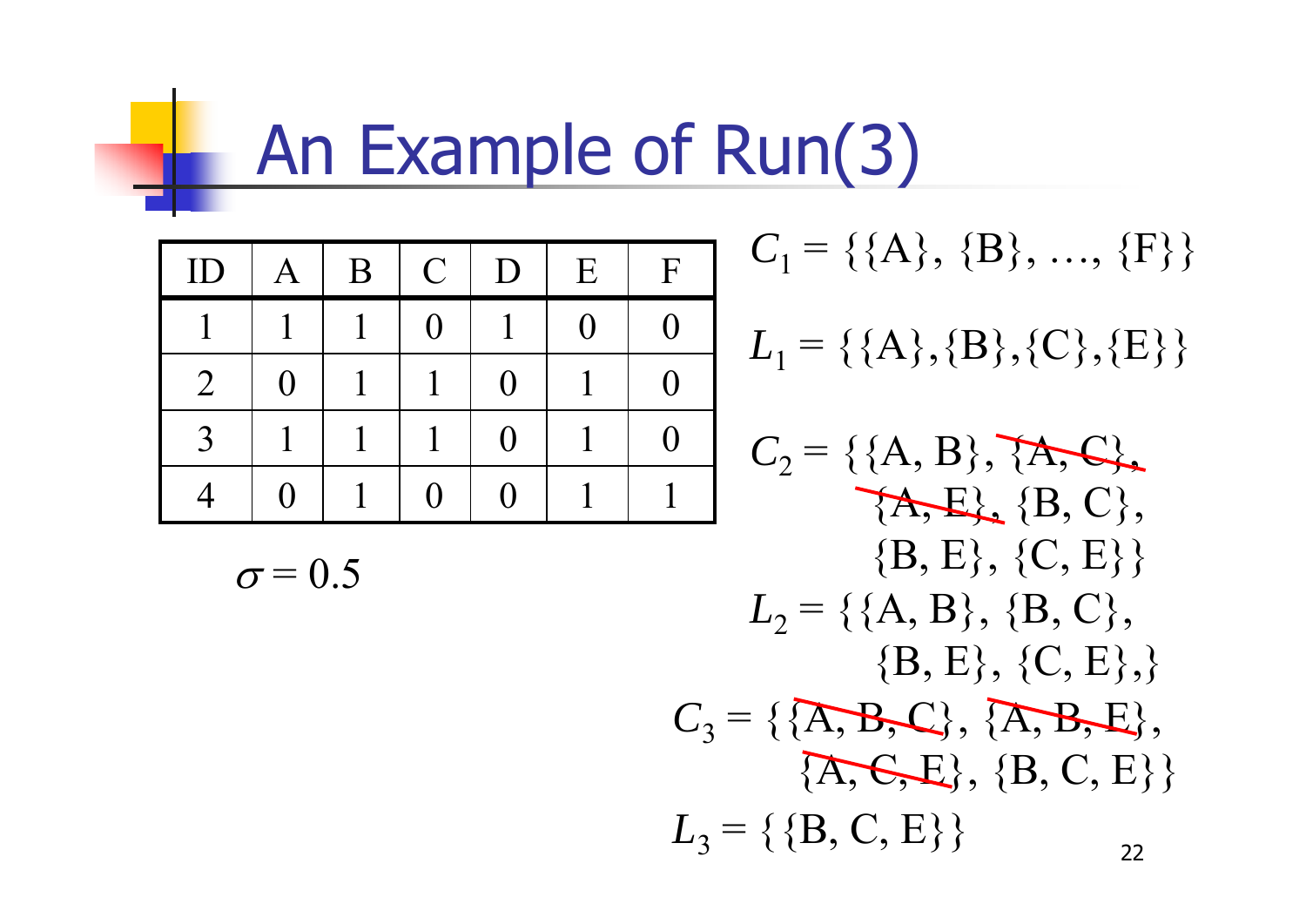# An Example of Run(3)

| ID | A | B | C | D | E | F |
|---|---|---|---|---|---|---|
| 1 | 1 | 1 | 0 | 1 | 0 | 0 |
| 2 | 0 | 1 | 1 | 0 | 1 | 0 |
| 3 | 1 | 1 | 1 | 0 | 1 | 0 |
| 4 | 0 | 1 | 0 | 0 | 1 | 1 |

$\sigma = 0.5$

$C_1 = \{\{A\}, \{B\}, \ldots, \{F\}\}$

$L_1 = \{\{A\},\{B\},\{C\},\{E\}\}$

$C_2 = \{\{A, B\}, ~~\{A, C\}~~, ~~\{A, E\}~~, \{B, C\}, \{B, E\}, \{C, E\}\}$

$L_2 = \{\{A, B\}, \{B, C\}, \{B, E\}, \{C, E\},\}$

$C_3 = \{~~\{A, B, C\}~~, ~~\{A, B, E\}~~, ~~\{A, C, E\}~~, \{B, C, E\}\}$

$L_3 = \{\{B, C, E\}\}$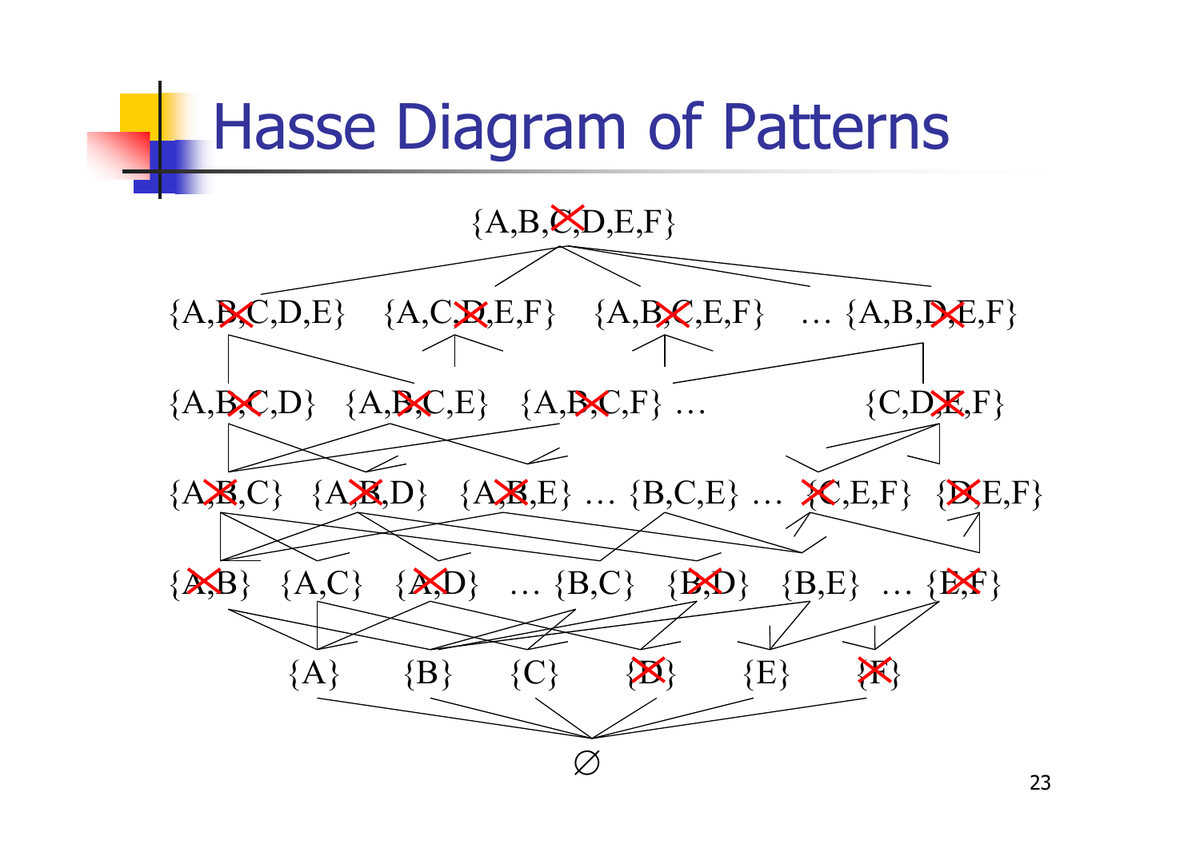# Hasse Diagram of Patterns

{A,B,C,D,E,F}

{A,B,C,D,E} {A,C,D,E,F} {A,B,C,E,F} … {A,B,D,E,F}

{A,B,C,D} {A,B,C,E} {A,B,C,F} … {C,D,E,F}

{A,B,C} {A,B,D} {A,B,E} … {B,C,E} … {C,E,F} {D,E,F}

{A,B} {A,C} {A,D} … {B,C} {B,D} {B,E} … {E,F}

{A} {B} {C} {D} {E} {F}

∅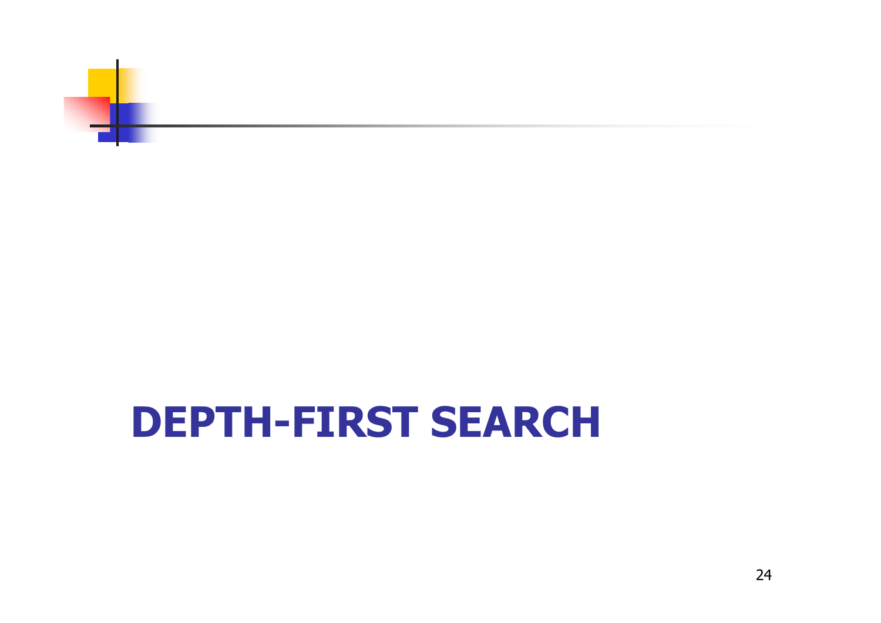# DEPTH-FIRST SEARCH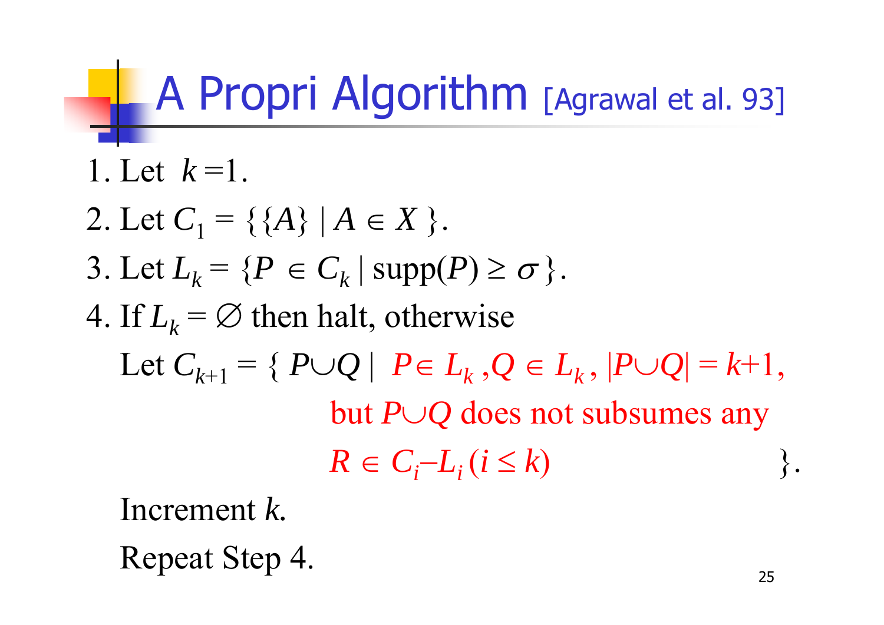# A Propri Algorithm [Agrawal et al. 93]

1. Let $k = 1$.
2. Let $C_1 = \{\{A\} \mid A \in X\}$.
3. Let $L_k = \{P \in C_k \mid \text{supp}(P) \geq \sigma\}$.
4. If $L_k = \varnothing$ then halt, otherwise

   Let $C_{k+1} = \{\, P \cup Q \mid P \in L_k, Q \in L_k, |P \cup Q| = k+1,$ but $P \cup Q$ does not subsumes any $R \in C_i - L_i \, (i \leq k) \,\}$.

   Increment $k$.

   Repeat Step 4.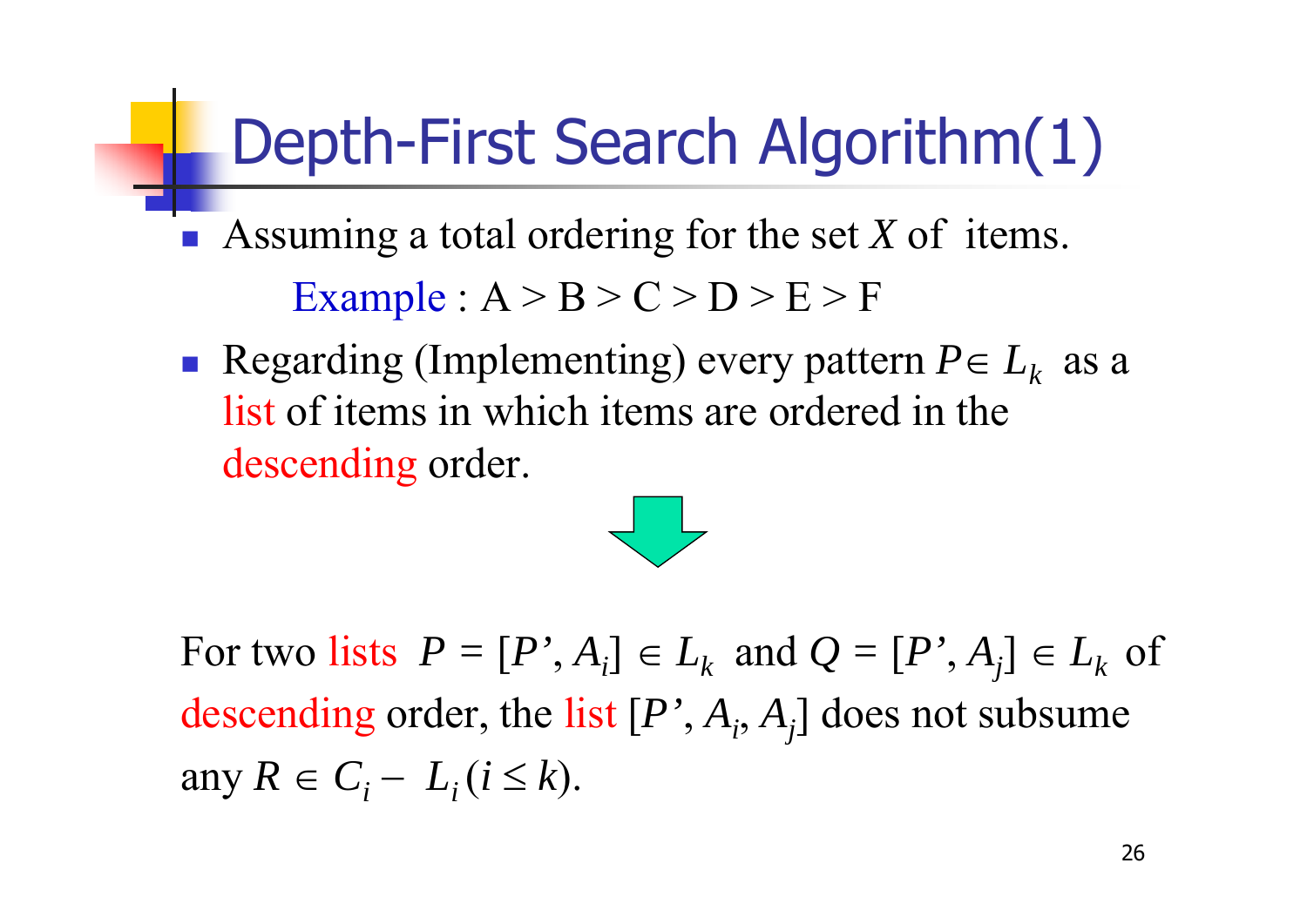# Depth-First Search Algorithm(1)

- Assuming a total ordering for the set $X$ of items.

  Example : A > B > C > D > E > F

- Regarding (Implementing) every pattern $P \in L_k$ as a list of items in which items are ordered in the descending order.

For two lists $P = [P', A_i] \in L_k$ and $Q = [P', A_j] \in L_k$ of descending order, the list $[P', A_i, A_j]$ does not subsume any $R \in C_i - L_i (i \leq k)$.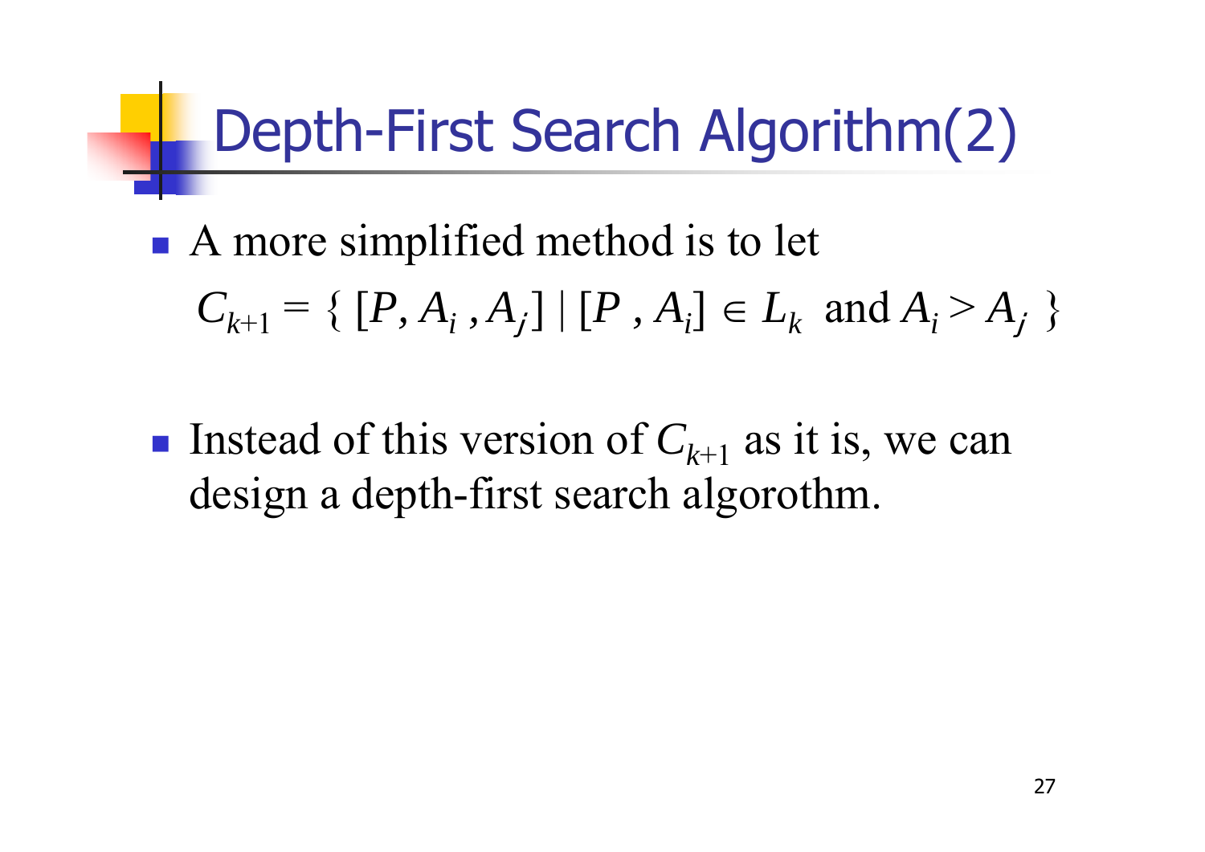# Depth-First Search Algorithm(2)

- A more simplified method is to let
  $C_{k+1} = \{ [P, A_i, A_j] \mid [P, A_i] \in L_k \text{ and } A_i > A_j \}$

- Instead of this version of $C_{k+1}$ as it is, we can design a depth-first search algorothm.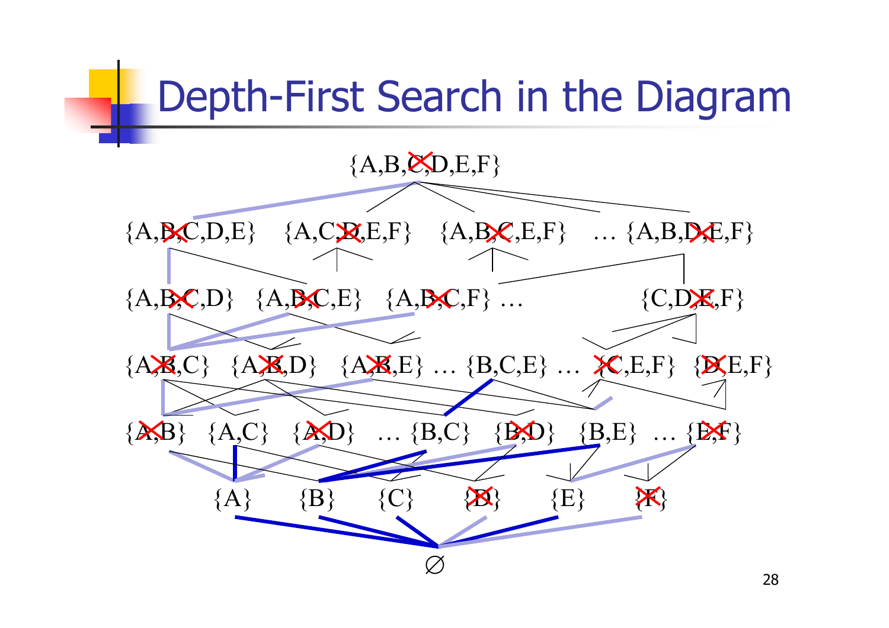# Depth-First Search in the Diagram

{A,B,C,D,E,F}

{A,B,C,D,E} {A,C,D,E,F} {A,B,C,E,F} … {A,B,D,E,F}

{A,B,C,D} {A,B,C,E} {A,B,C,F} … {C,D,E,F}

{A,B,C} {A,B,D} {A,B,E} … {B,C,E} … {C,E,F} {D,E,F}

{A,B} {A,C} {A,D} … {B,C} {B,D} {B,E} … {E,F}

{A} {B} {C} {D} {E} {F}

$\varnothing$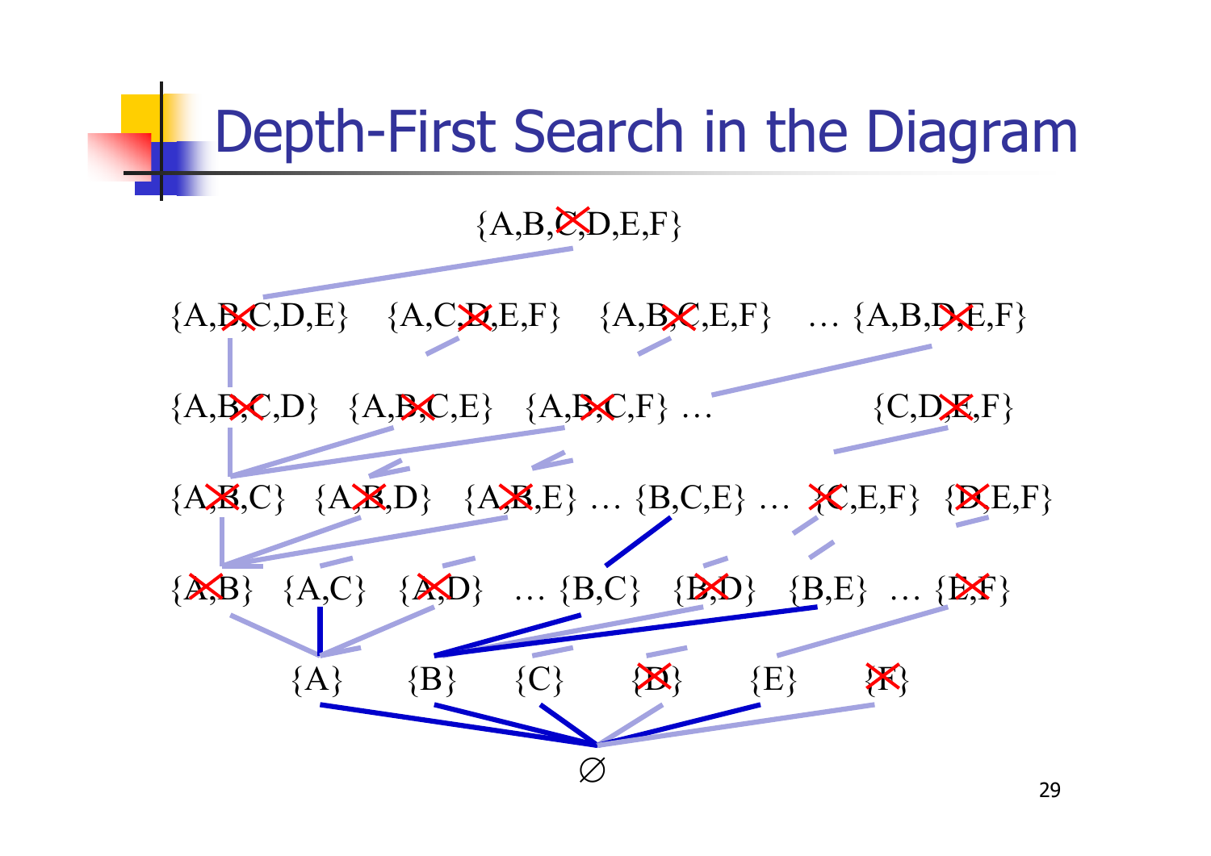# Depth-First Search in the Diagram

{A,B,C,D,E,F}

{A,B,C,D,E} {A,C,D,E,F} {A,B,C,E,F} … {A,B,D,E,F}

{A,B,C,D} {A,B,C,E} {A,B,C,F} … {C,D,E,F}

{A,B,C} {A,B,D} {A,B,E} … {B,C,E} … {C,E,F} {D,E,F}

{A,B} {A,C} {A,D} … {B,C} {B,D} {B,E} … {E,F}

{A} {B} {C} {D} {E} {F}

∅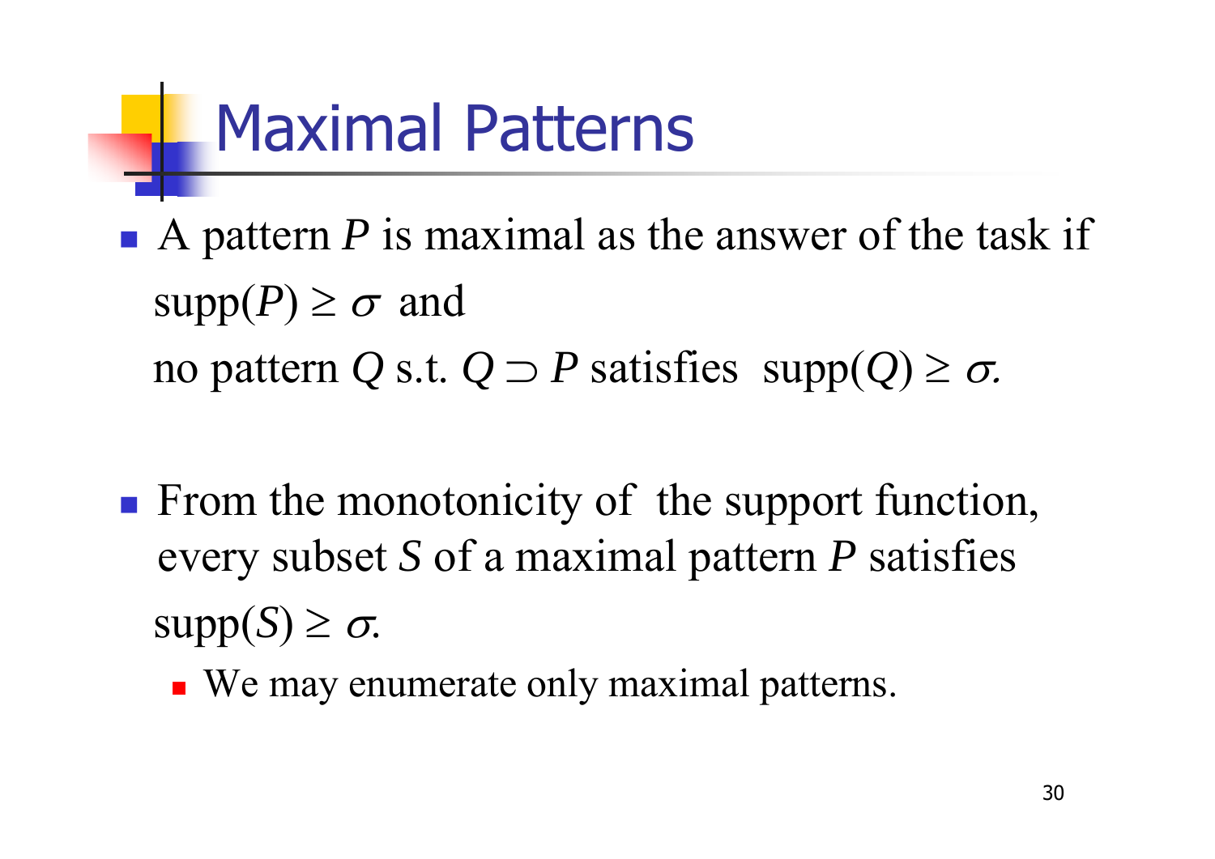# Maximal Patterns

- A pattern $P$ is maximal as the answer of the task if $\text{supp}(P) \geq \sigma$ and
  no pattern $Q$ s.t. $Q \supset P$ satisfies $\text{supp}(Q) \geq \sigma$.

- From the monotonicity of the support function, every subset $S$ of a maximal pattern $P$ satisfies $\text{supp}(S) \geq \sigma$.
  - We may enumerate only maximal patterns.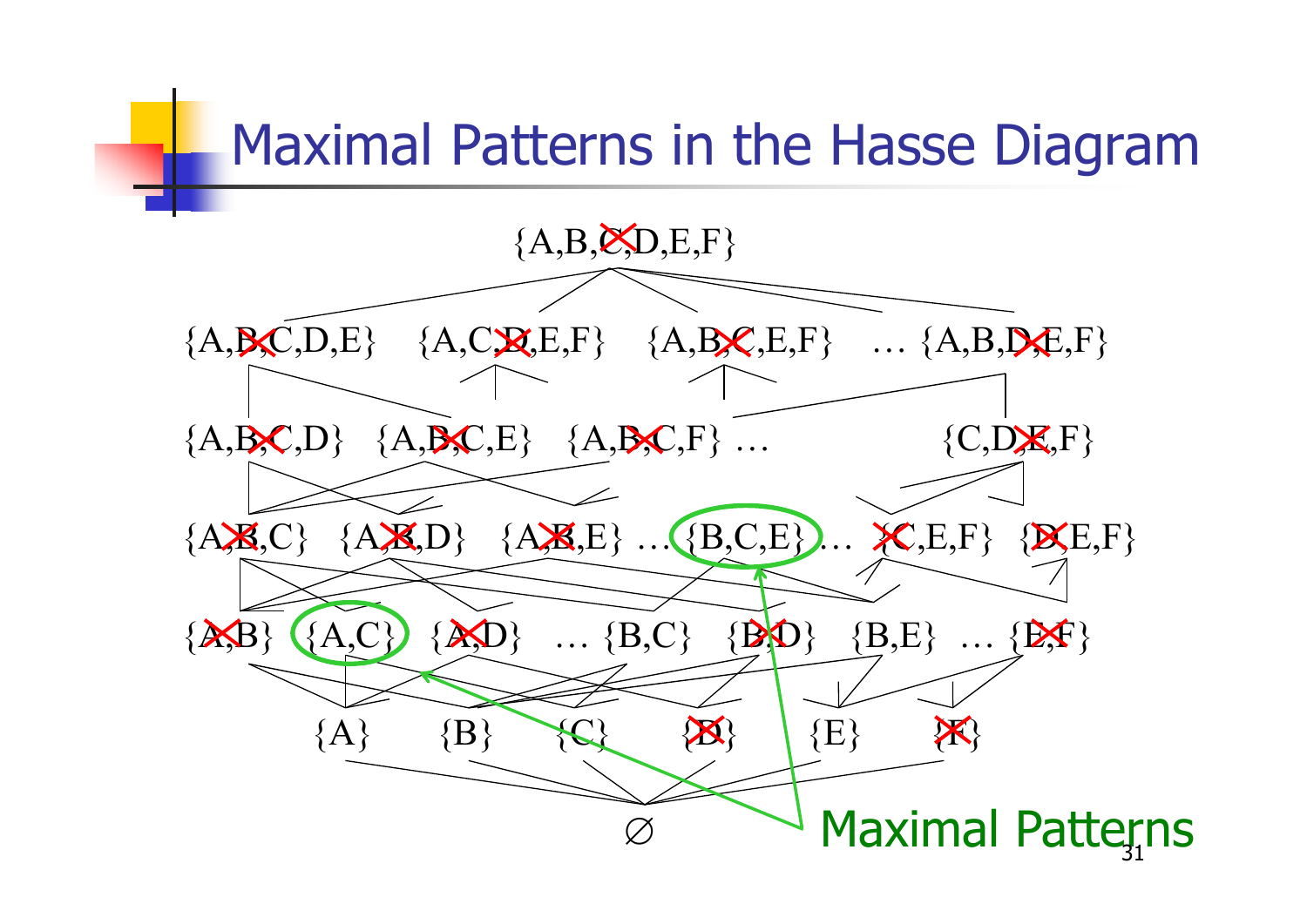# Maximal Patterns in the Hasse Diagram

{A,B,C,D,E,F}

{A,B,C,D,E} {A,C,D,E,F} {A,B,C,E,F} … {A,B,D,E,F}

{A,B,C,D} {A,B,C,E} {A,B,C,F} … {C,D,E,F}

{A,B,C} {A,B,D} {A,B,E} … {B,C,E} … {C,E,F} {D,E,F}

{A,B} {A,C} {A,D} … {B,C} {B,D} {B,E} … {E,F}

{A} {B} {C} {D} {E} {F}

∅

Maximal Patterns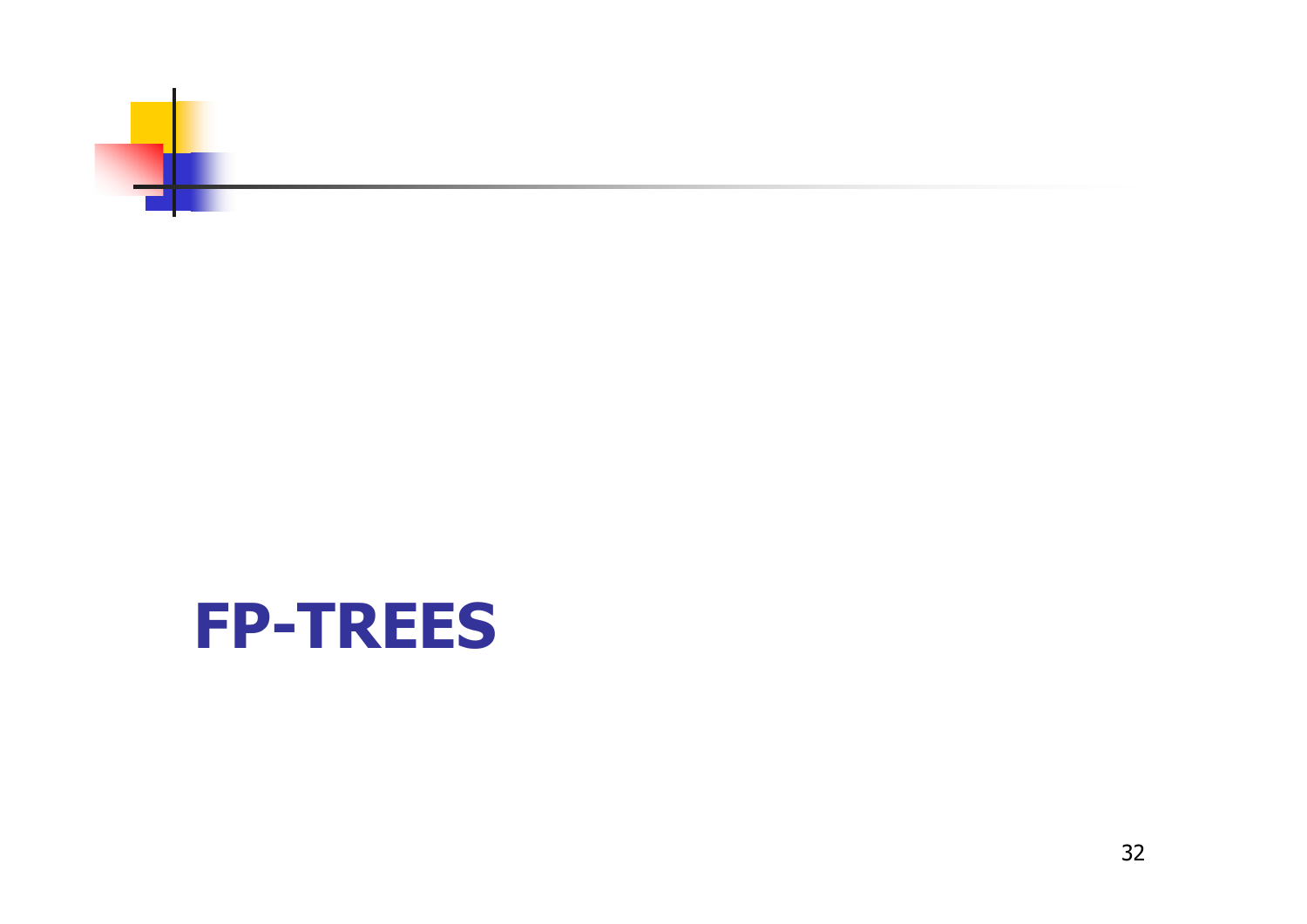# FP-TREES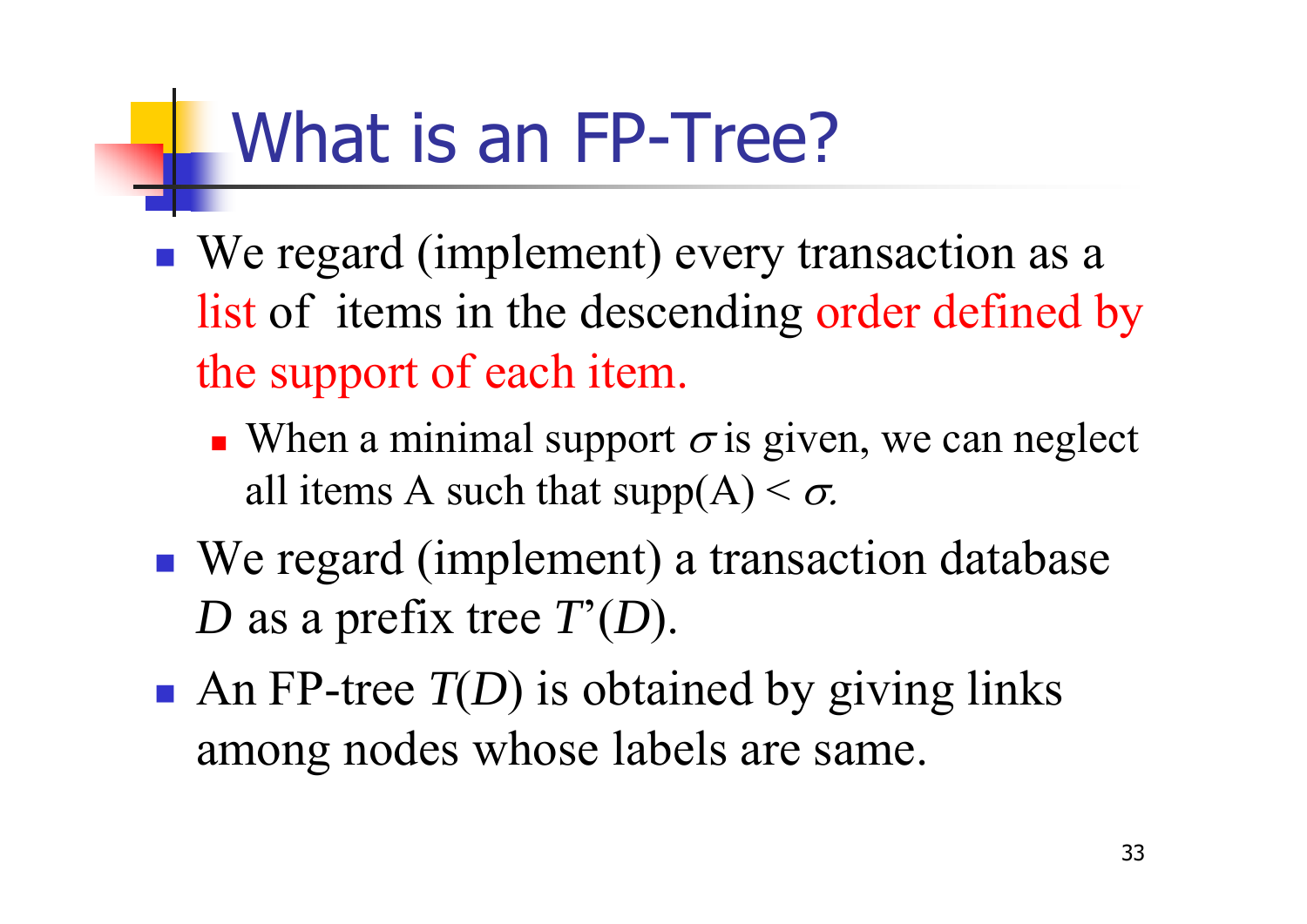# What is an FP-Tree?

- We regard (implement) every transaction as a list of items in the descending order defined by the support of each item.
  - When a minimal support $\sigma$ is given, we can neglect all items A such that supp(A) < $\sigma$.
- We regard (implement) a transaction database $D$ as a prefix tree $T'(D)$.
- An FP-tree $T(D)$ is obtained by giving links among nodes whose labels are same.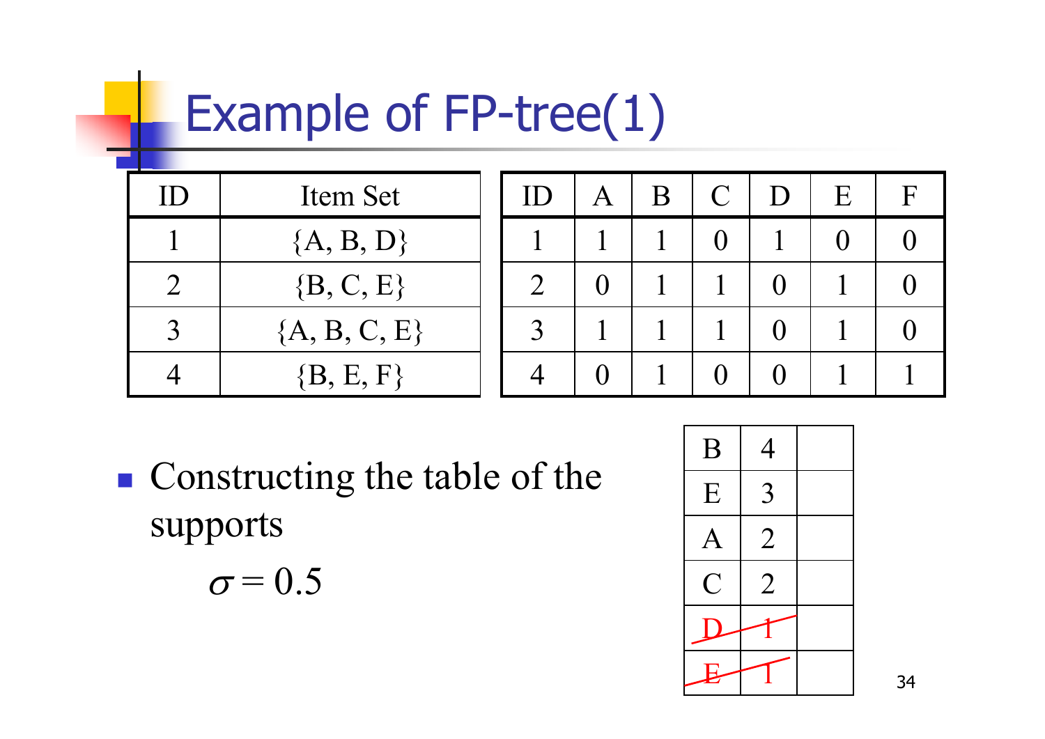# Example of FP-tree(1)

| ID | Item Set |
|---|---|
| 1 | {A, B, D} |
| 2 | {B, C, E} |
| 3 | {A, B, C, E} |
| 4 | {B, E, F} |

| ID | A | B | C | D | E | F |
|---|---|---|---|---|---|---|
| 1 | 1 | 1 | 0 | 1 | 0 | 0 |
| 2 | 0 | 1 | 1 | 0 | 1 | 0 |
| 3 | 1 | 1 | 1 | 0 | 1 | 0 |
| 4 | 0 | 1 | 0 | 0 | 1 | 1 |

- Constructing the table of the supports

  $\sigma = 0.5$

| | | |
|---|---|---|
| B | 4 | |
| E | 3 | |
| A | 2 | |
| C | 2 | |
| ~~D~~ | ~~1~~ | |
| ~~E~~ | ~~1~~ | |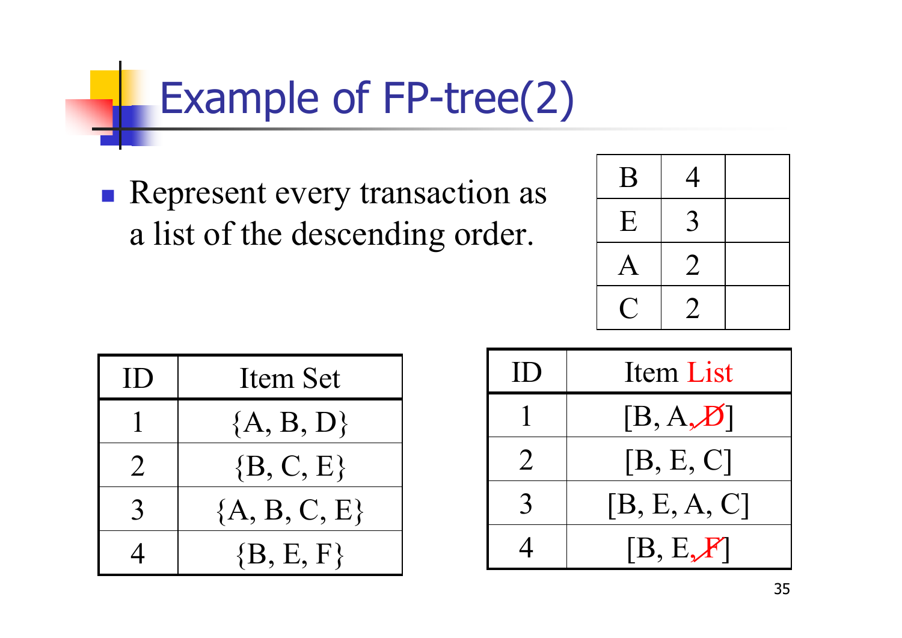# Example of FP-tree(2)

- Represent every transaction as a list of the descending order.

| | | |
|---|---|---|
| B | 4 | |
| E | 3 | |
| A | 2 | |
| C | 2 | |

| ID | Item Set |
|---|---|
| 1 | {A, B, D} |
| 2 | {B, C, E} |
| 3 | {A, B, C, E} |
| 4 | {B, E, F} |

| ID | Item List |
|---|---|
| 1 | [B, A, ~~D~~] |
| 2 | [B, E, C] |
| 3 | [B, E, A, C] |
| 4 | [B, E, ~~F~~] |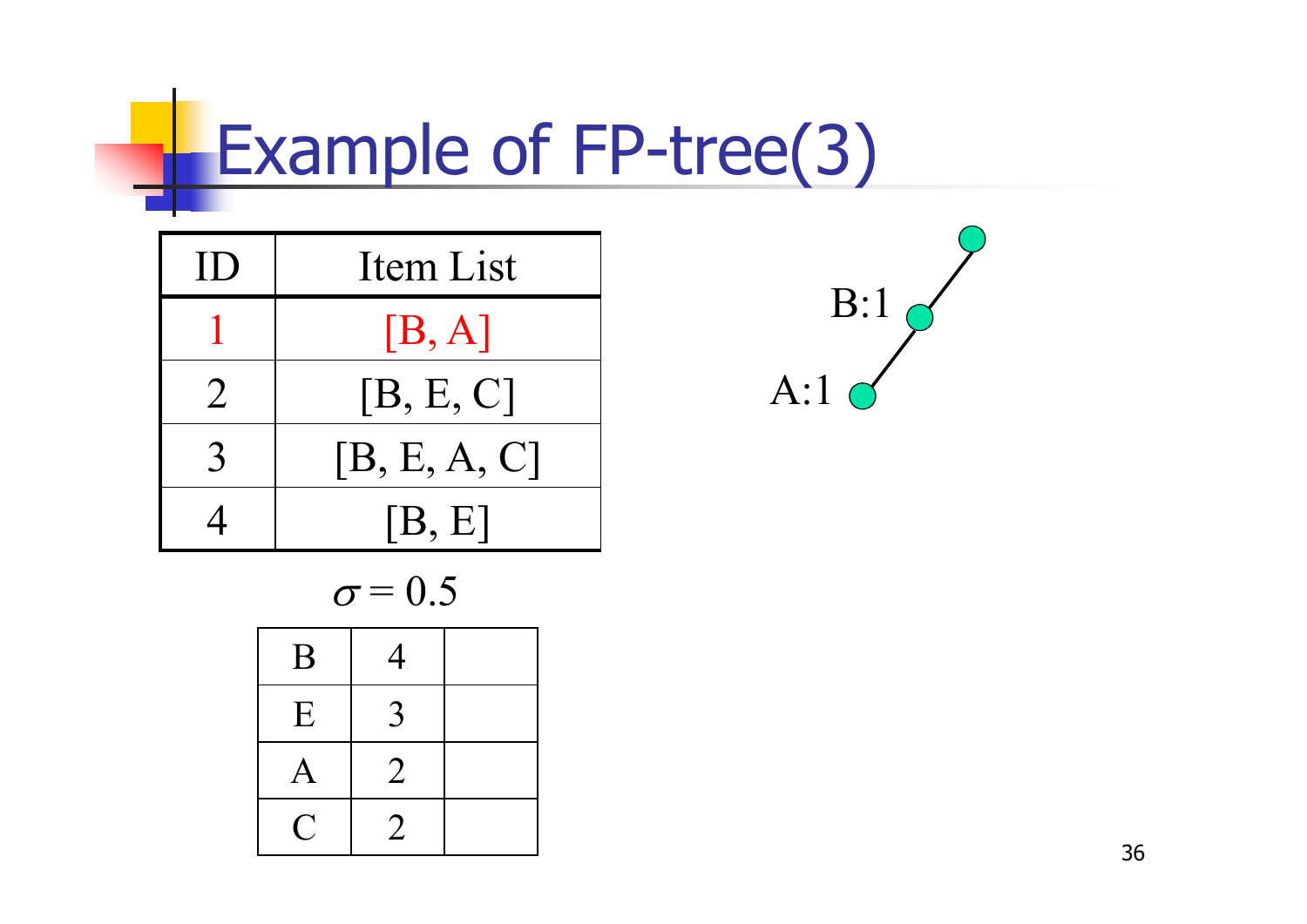# Example of FP-tree(3)

| ID | Item List |
|---|---|
| 1 | [B, A] |
| 2 | [B, E, C] |
| 3 | [B, E, A, C] |
| 4 | [B, E] |

$\sigma = 0.5$

| B | 4 | |
|---|---|---|
| E | 3 | |
| A | 2 | |
| C | 2 | |

B:1

A:1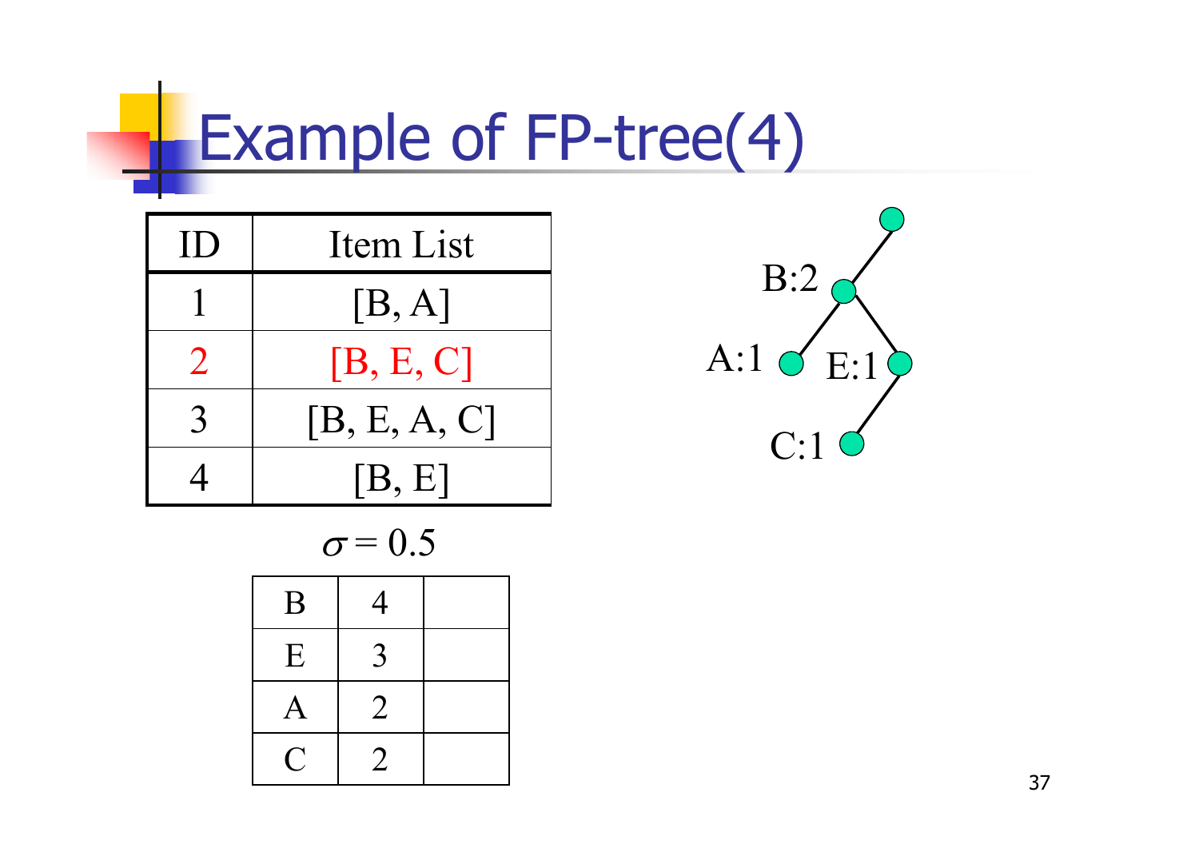# Example of FP-tree(4)

| ID | Item List |
|---|---|
| 1 | [B, A] |
| 2 | [B, E, C] |
| 3 | [B, E, A, C] |
| 4 | [B, E] |

$\sigma = 0.5$

| | | |
|---|---|---|
| B | 4 | |
| E | 3 | |
| A | 2 | |
| C | 2 | |

B:2

A:1 E:1

C:1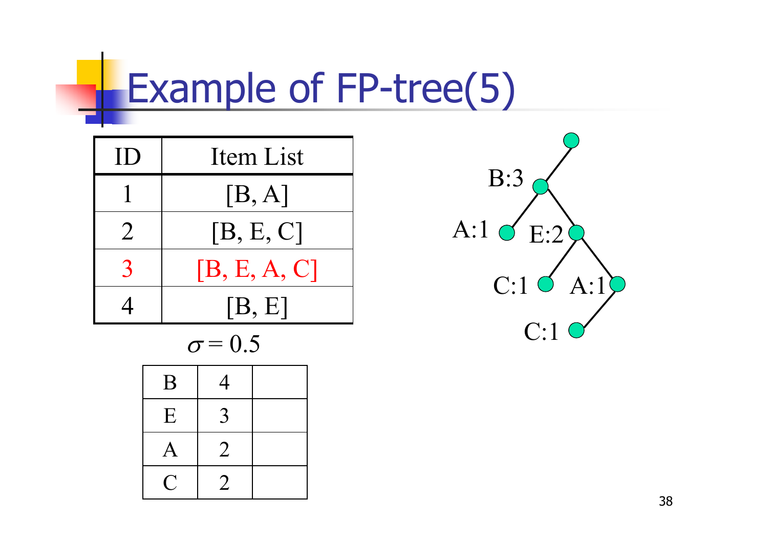# Example of FP-tree(5)

| ID | Item List |
|---|---|
| 1 | [B, A] |
| 2 | [B, E, C] |
| 3 | [B, E, A, C] |
| 4 | [B, E] |

$\sigma = 0.5$

| | | |
|---|---|---|
| B | 4 | |
| E | 3 | |
| A | 2 | |
| C | 2 | |

B:3

A:1 E:2

C:1 A:1

C:1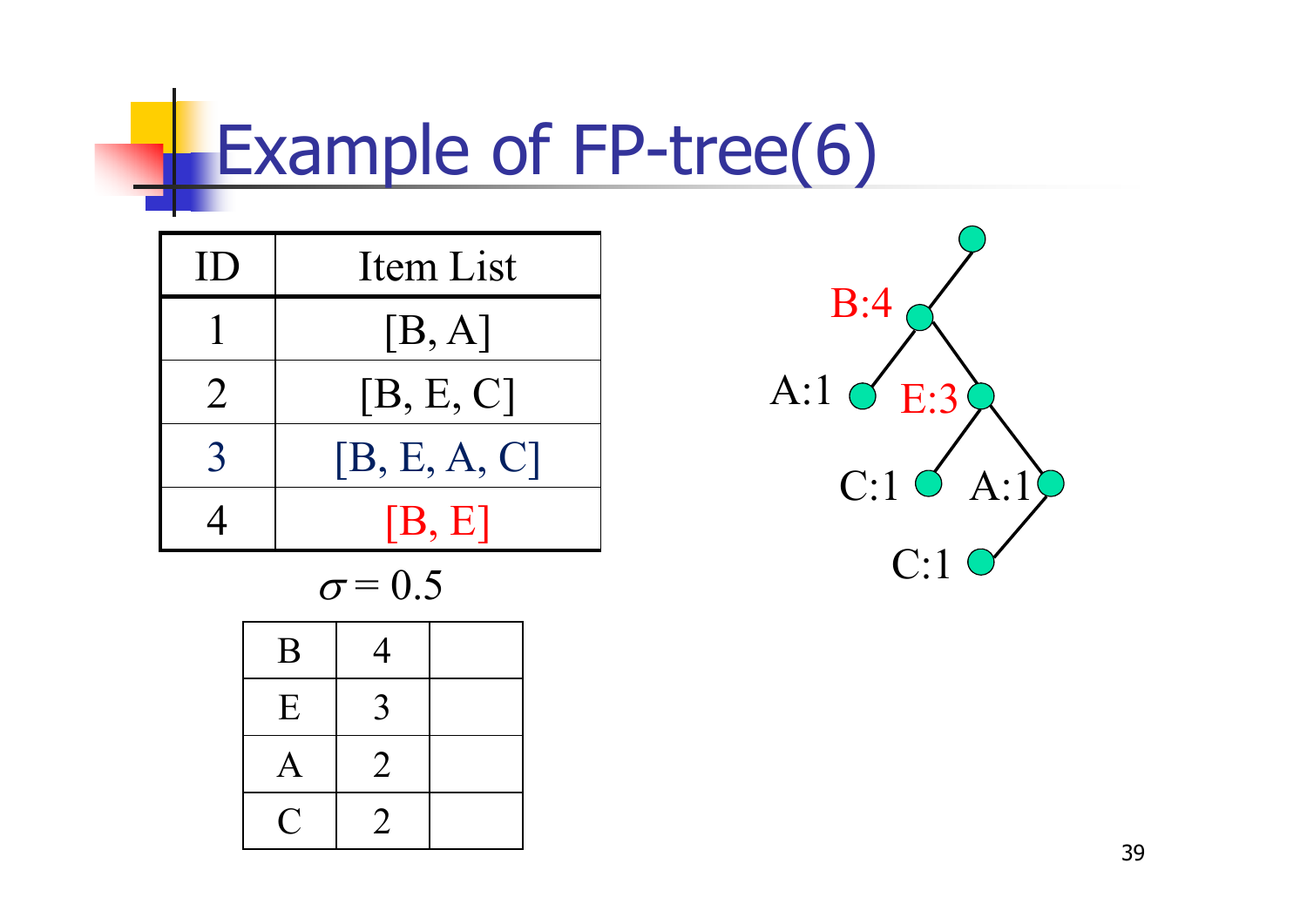# Example of FP-tree(6)

| ID | Item List |
|---|---|
| 1 | [B, A] |
| 2 | [B, E, C] |
| 3 | [B, E, A, C] |
| 4 | [B, E] |

$\sigma = 0.5$

| B | 4 | |
|---|---|---|
| E | 3 | |
| A | 2 | |
| C | 2 | |

B:4

A:1 E:3

C:1 A:1

C:1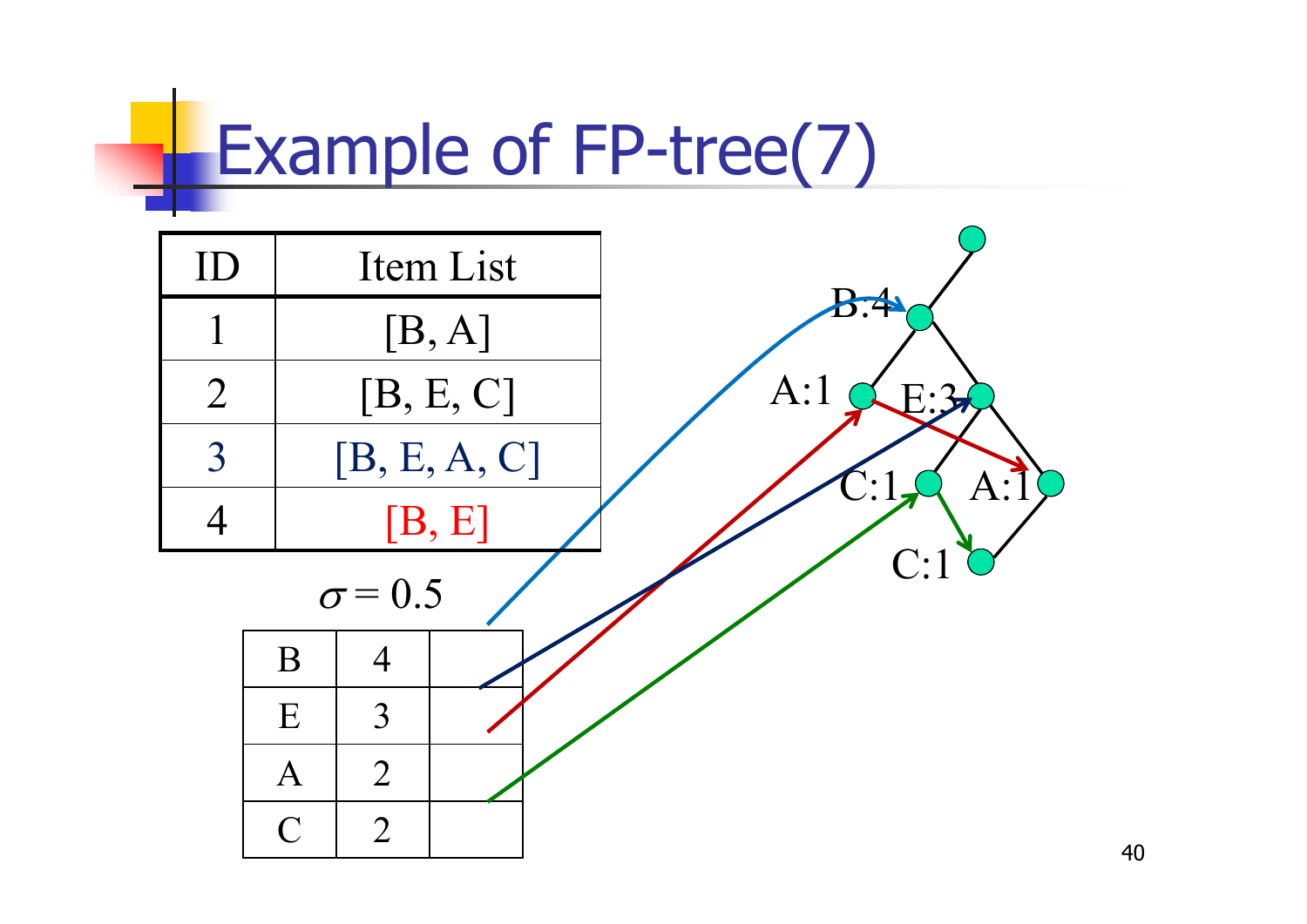# Example of FP-tree(7)

| ID | Item List |
| --- | --- |
| 1 | [B, A] |
| 2 | [B, E, C] |
| 3 | [B, E, A, C] |
| 4 | [B, E] |

$\sigma = 0.5$

| | | |
| --- | --- | --- |
| B | 4 | |
| E | 3 | |
| A | 2 | |
| C | 2 | |

B:4

A:1 E:3

C:1 A:1

C:1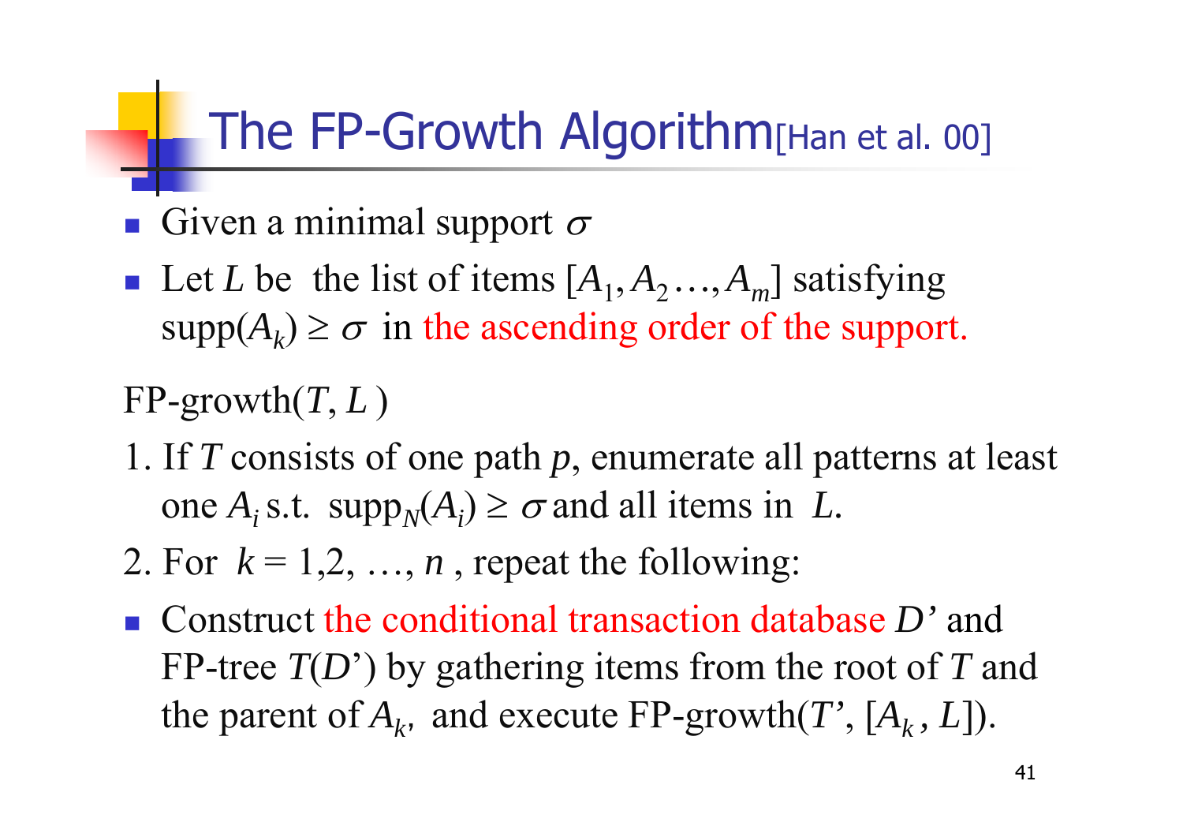# The FP-Growth Algorithm[Han et al. 00]

- Given a minimal support $\sigma$
- Let $L$ be the list of items $[A_1, A_2 \ldots, A_m]$ satisfying $\text{supp}(A_k) \geq \sigma$ in the ascending order of the support.

FP-growth($T$, $L$ )

1. If $T$ consists of one path $p$, enumerate all patterns at least one $A_i$ s.t. $\text{supp}_N(A_i) \geq \sigma$ and all items in $L$.
2. For $k = 1,2, \ldots, n$ , repeat the following:

- Construct the conditional transaction database $D'$ and FP-tree $T(D')$ by gathering items from the root of $T$ and the parent of $A_k$, and execute FP-growth($T'$, $[A_k, L]$).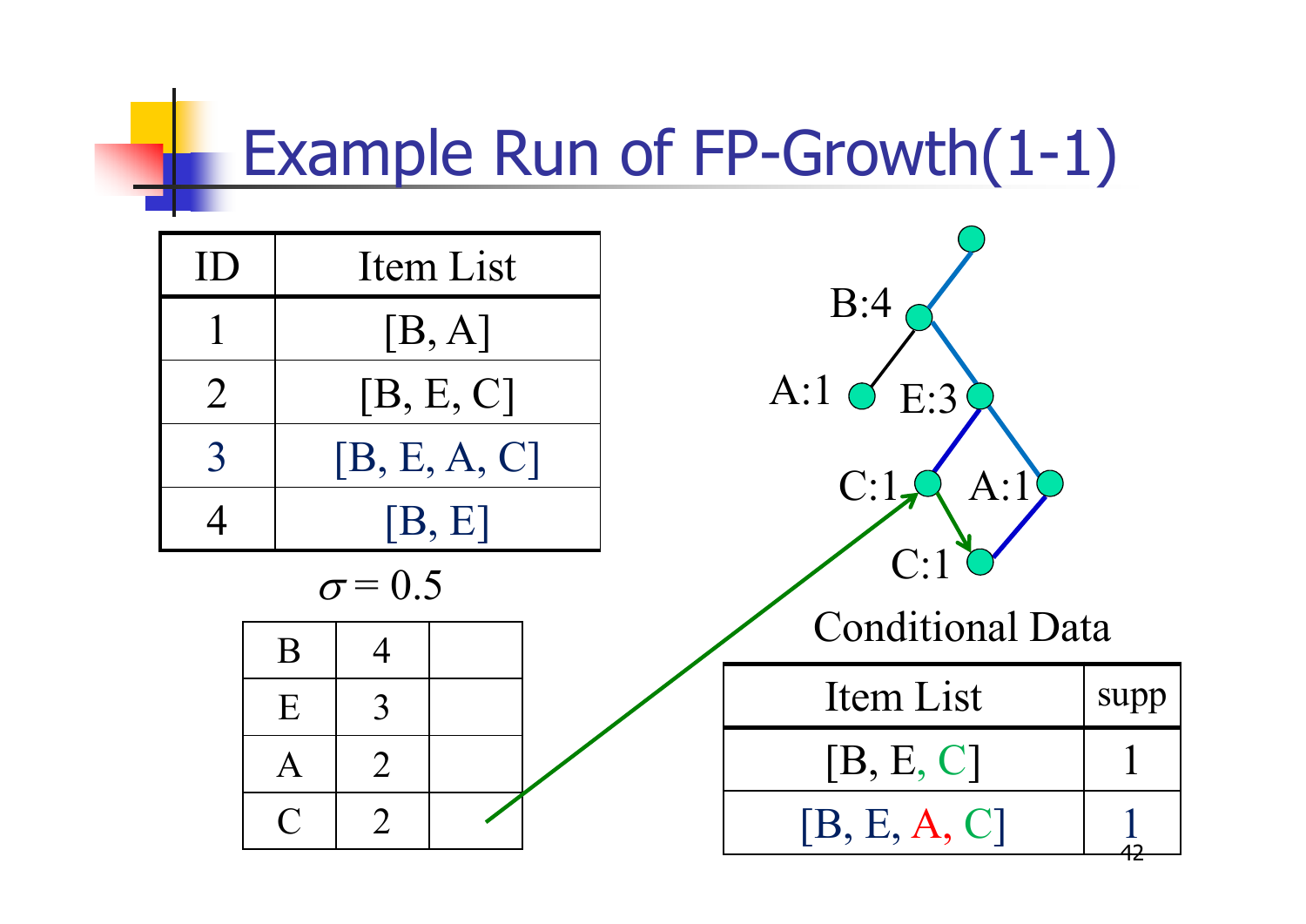# Example Run of FP-Growth(1-1)

| ID | Item List |
|---|---|
| 1 | [B, A] |
| 2 | [B, E, C] |
| 3 | [B, E, A, C] |
| 4 | [B, E] |

$\sigma = 0.5$

| B | 4 | |
|---|---|---|
| E | 3 | |
| A | 2 | |
| C | 2 | |

B:4

A:1 E:3

C:1 A:1

C:1

Conditional Data

| Item List | supp |
|---|---|
| [B, E, C] | 1 |
| [B, E, A, C] | 1 |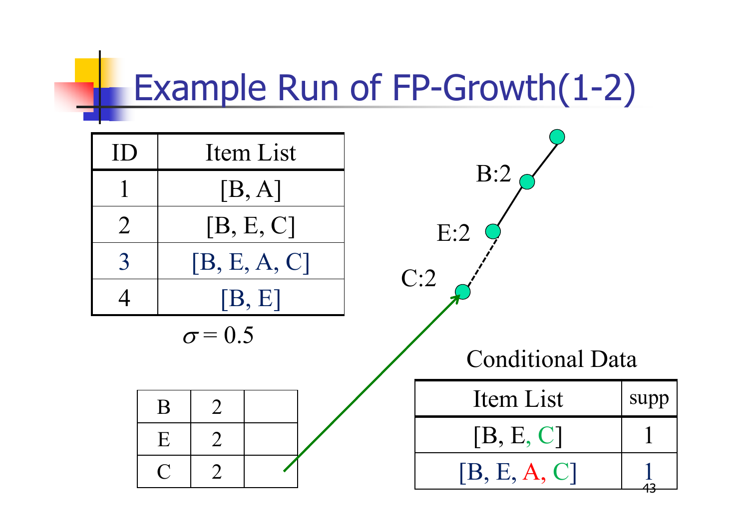# Example Run of FP-Growth(1-2)

| ID | Item List |
|---|---|
| 1 | [B, A] |
| 2 | [B, E, C] |
| 3 | [B, E, A, C] |
| 4 | [B, E] |

$\sigma = 0.5$

| B | 2 | |
|---|---|---|
| E | 2 | |
| C | 2 | |

B:2

E:2

C:2

Conditional Data

| Item List | supp |
|---|---|
| [B, E, C] | 1 |
| [B, E, A, C] | 1 |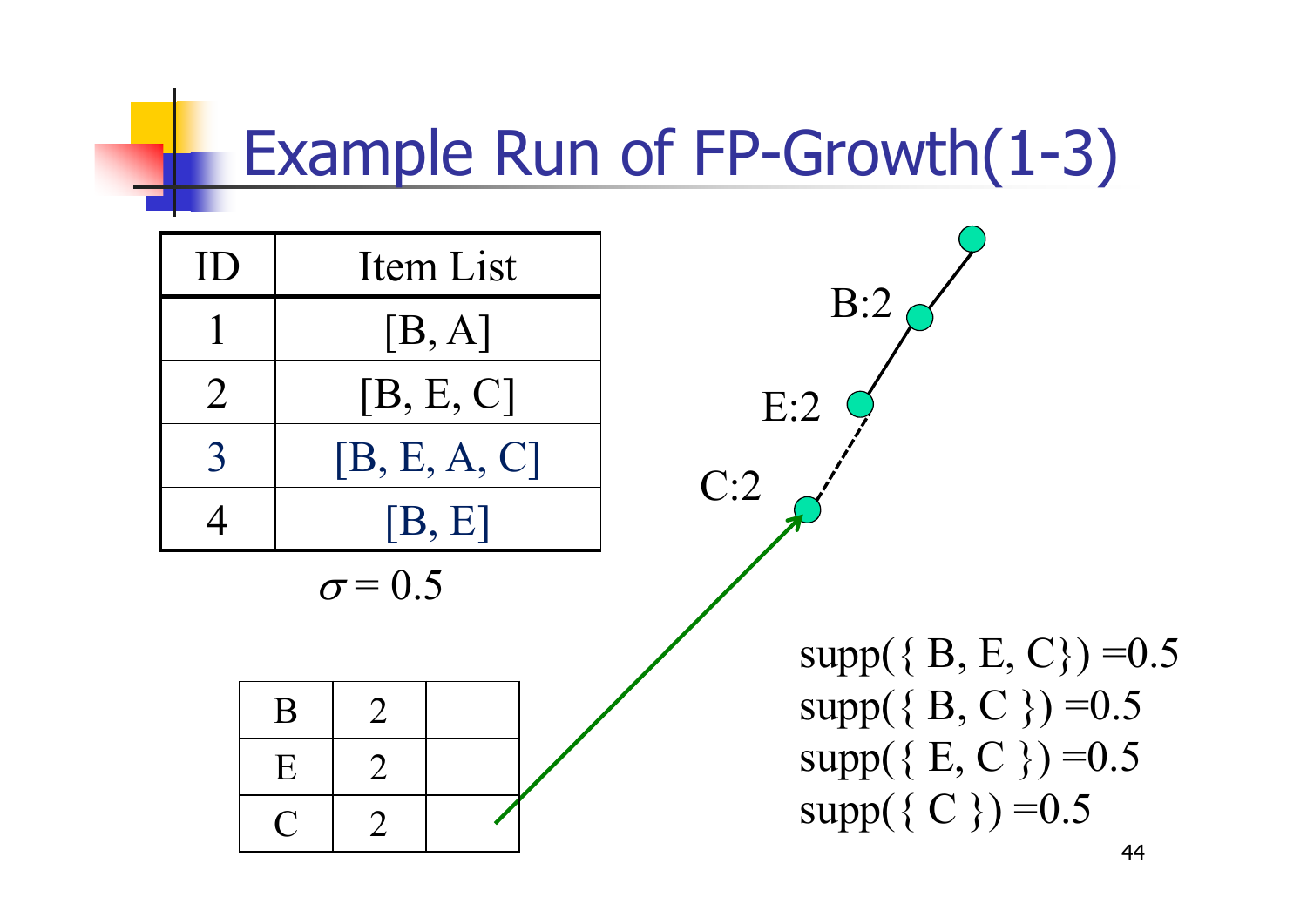# Example Run of FP-Growth(1-3)

| ID | Item List |
|---|---|
| 1 | [B, A] |
| 2 | [B, E, C] |
| 3 | [B, E, A, C] |
| 4 | [B, E] |

$\sigma = 0.5$

| B | 2 | |
|---|---|---|
| E | 2 | |
| C | 2 | |

B:2

E:2

C:2

supp({ B, E, C}) =0.5
supp({ B, C }) =0.5
supp({ E, C }) =0.5
supp({ C }) =0.5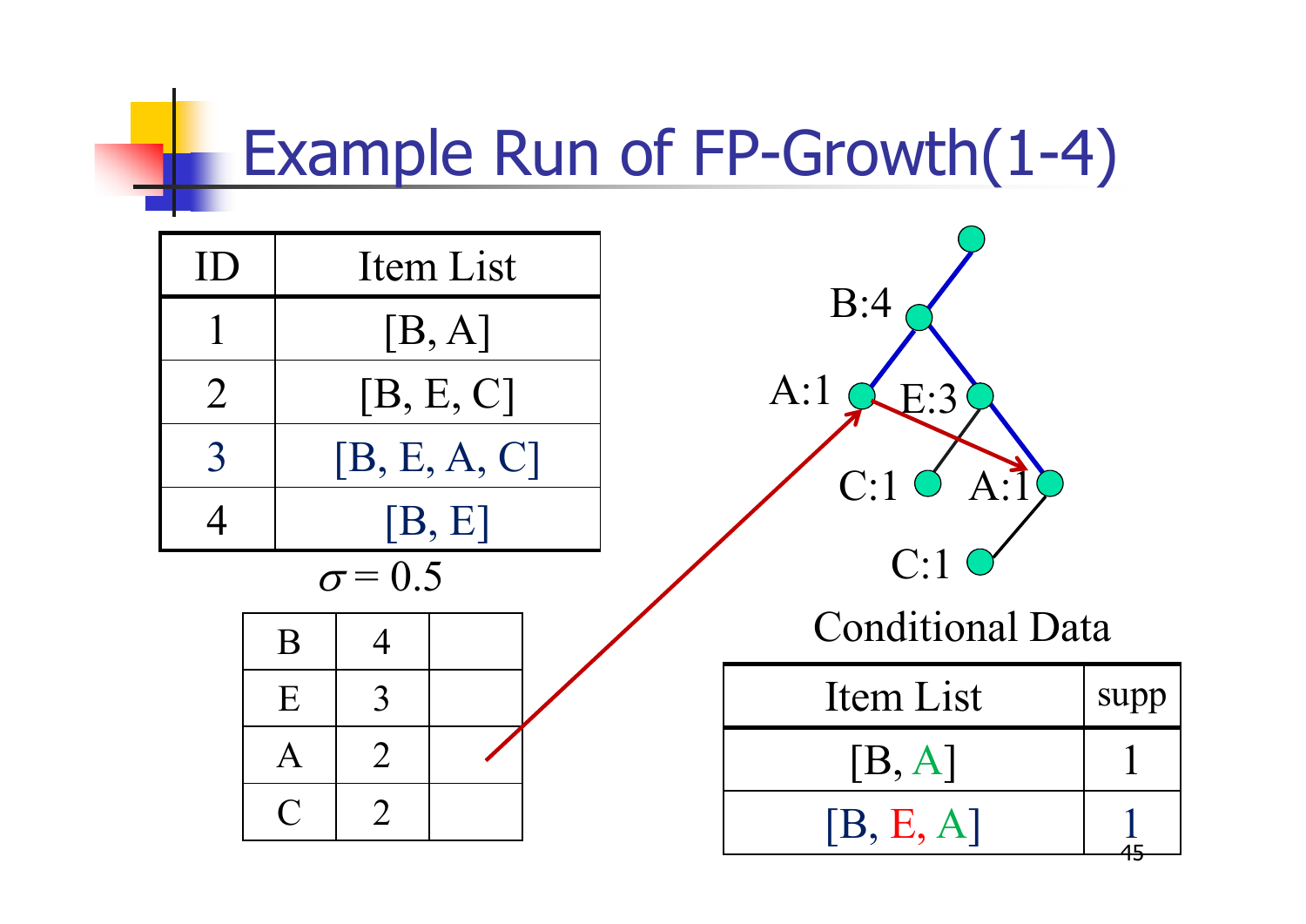# Example Run of FP-Growth(1-4)

| ID | Item List |
|---|---|
| 1 | [B, A] |
| 2 | [B, E, C] |
| 3 | [B, E, A, C] |
| 4 | [B, E] |

$\sigma = 0.5$

| B | 4 | |
|---|---|---|
| E | 3 | |
| A | 2 | |
| C | 2 | |

B:4

A:1

E:3

C:1

A:1

C:1

Conditional Data

| Item List | supp |
|---|---|
| [B, A] | 1 |
| [B, E, A] | 1 |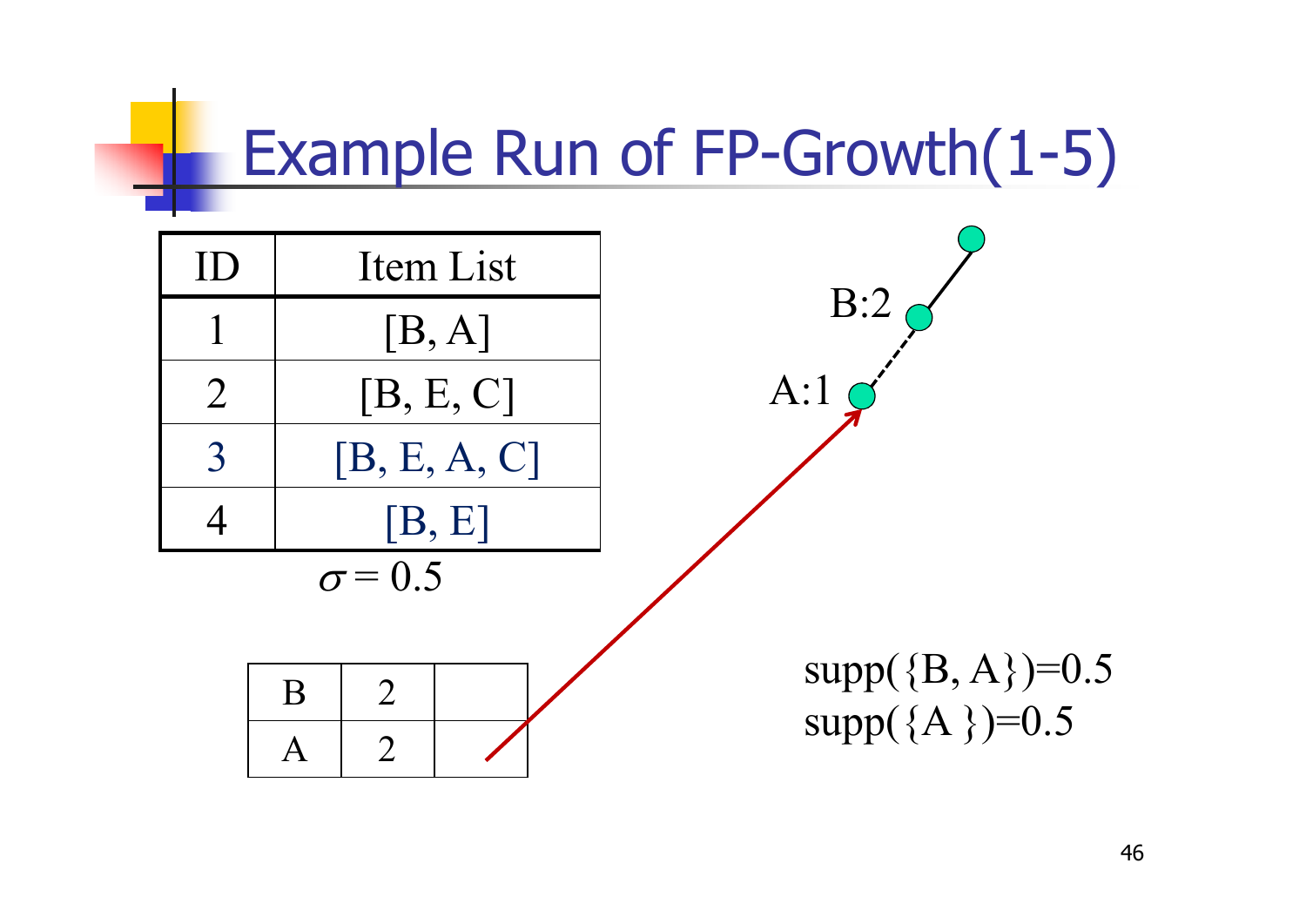# Example Run of FP-Growth(1-5)

| ID | Item List |
|---|---|
| 1 | [B, A] |
| 2 | [B, E, C] |
| 3 | [B, E, A, C] |
| 4 | [B, E] |

$\sigma = 0.5$

| B | 2 | |
|---|---|---|
| A | 2 | |

B:2

A:1

supp({B, A})=0.5

supp({A })=0.5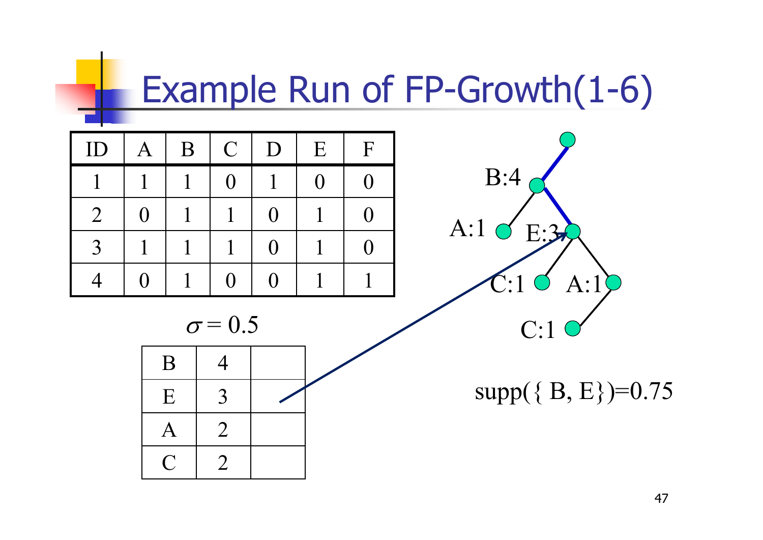# Example Run of FP-Growth(1-6)

| ID | A | B | C | D | E | F |
|---|---|---|---|---|---|---|
| 1 | 1 | 1 | 0 | 1 | 0 | 0 |
| 2 | 0 | 1 | 1 | 0 | 1 | 0 |
| 3 | 1 | 1 | 1 | 0 | 1 | 0 |
| 4 | 0 | 1 | 0 | 0 | 1 | 1 |

$\sigma = 0.5$

| | | |
|---|---|---|
| B | 4 | |
| E | 3 | |
| A | 2 | |
| C | 2 | |

B:4

A:1 E:3

C:1 A:1

C:1

supp({ B, E})=0.75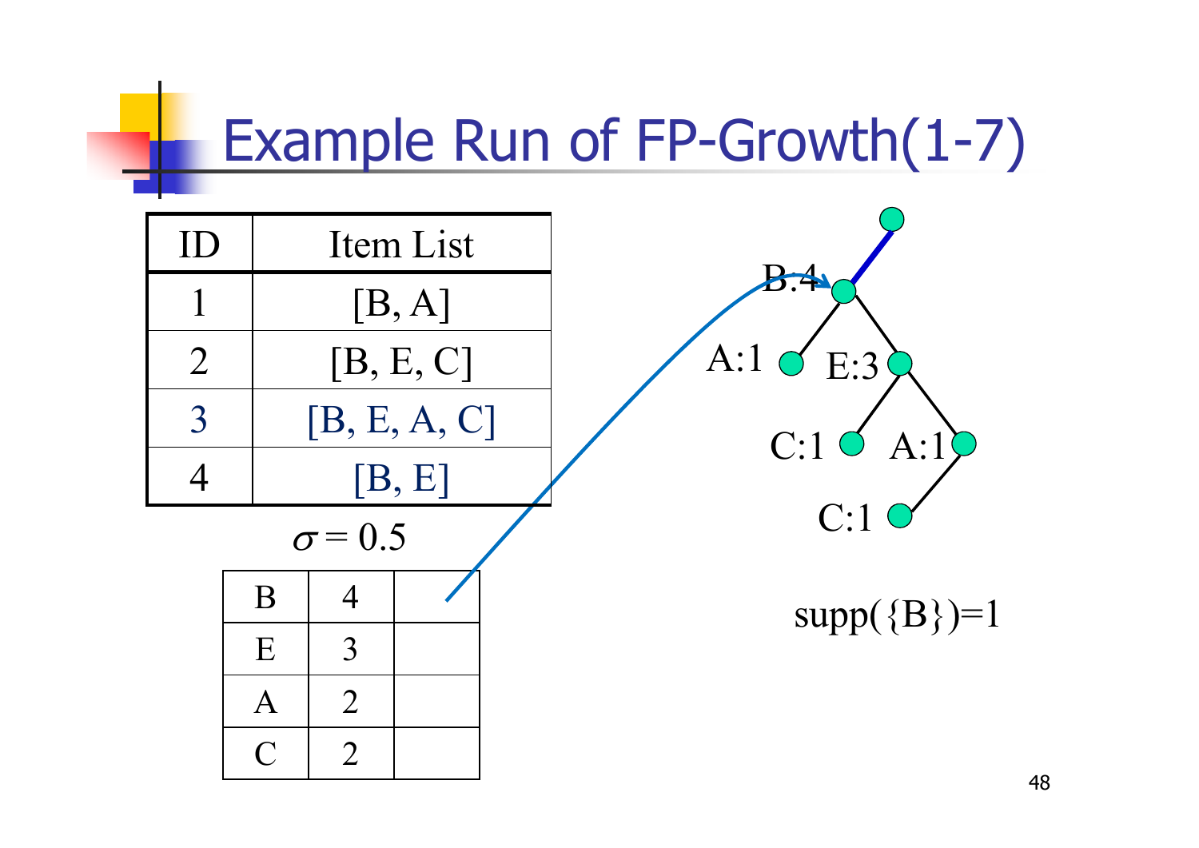# Example Run of FP-Growth(1-7)

| ID | Item List |
|---|---|
| 1 | [B, A] |
| 2 | [B, E, C] |
| 3 | [B, E, A, C] |
| 4 | [B, E] |

$\sigma = 0.5$

| | | |
|---|---|---|
| B | 4 | |
| E | 3 | |
| A | 2 | |
| C | 2 | |

B:4

A:1 E:3

C:1 A:1

C:1

supp({B})=1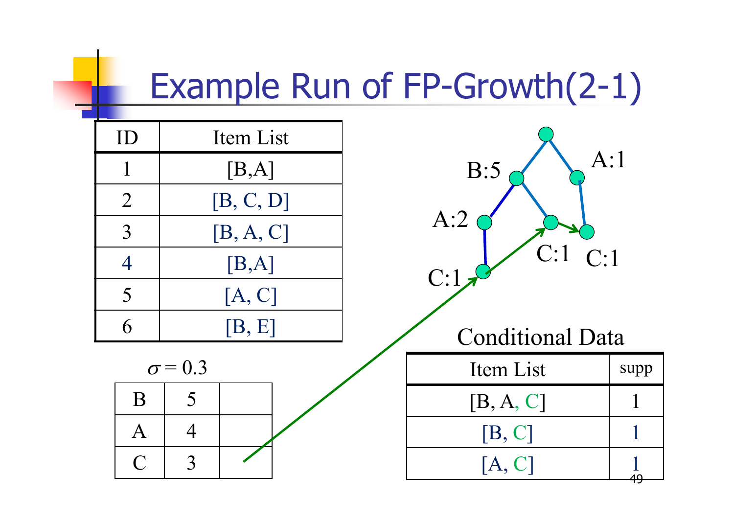# Example Run of FP-Growth(2-1)

| ID | Item List |
|---|---|
| 1 | [B,A] |
| 2 | [B, C, D] |
| 3 | [B, A, C] |
| 4 | [B,A] |
| 5 | [A, C] |
| 6 | [B, E] |

$\sigma = 0.3$

| B | 5 | |
|---|---|---|
| A | 4 | |
| C | 3 | |

B:5, A:1, A:2, C:1, C:1, C:1

Conditional Data

| Item List | supp |
|---|---|
| [B, A, C] | 1 |
| [B, C] | 1 |
| [A, C] | 1 |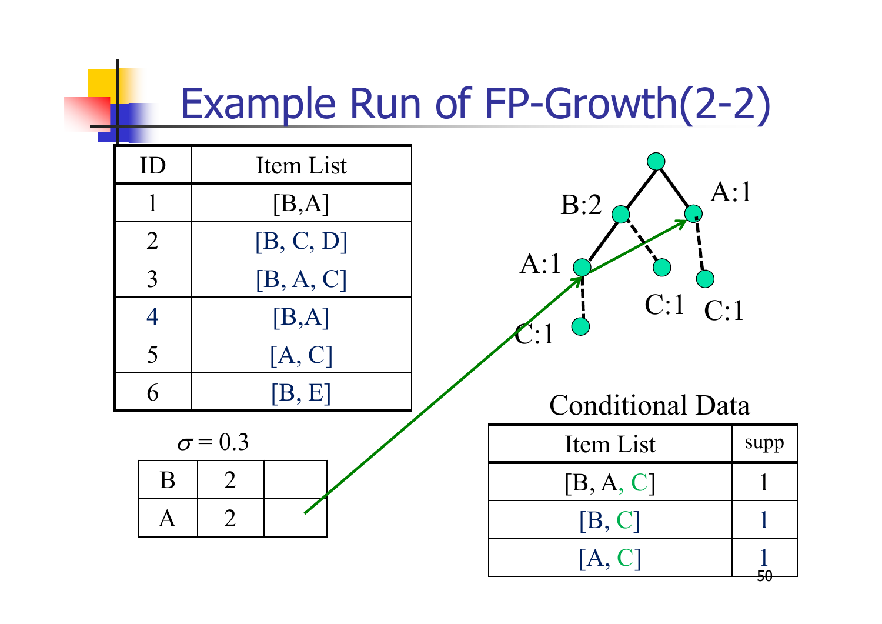# Example Run of FP-Growth(2-2)

| ID | Item List |
|---|---|
| 1 | [B,A] |
| 2 | [B, C, D] |
| 3 | [B, A, C] |
| 4 | [B,A] |
| 5 | [A, C] |
| 6 | [B, E] |

$\sigma = 0.3$

| | | |
|---|---|---|
| B | 2 | |
| A | 2 | |

B:2, A:1, A:1, C:1, C:1, C:1

Conditional Data

| Item List | supp |
|---|---|
| [B, A, C] | 1 |
| [B, C] | 1 |
| [A, C] | 1 |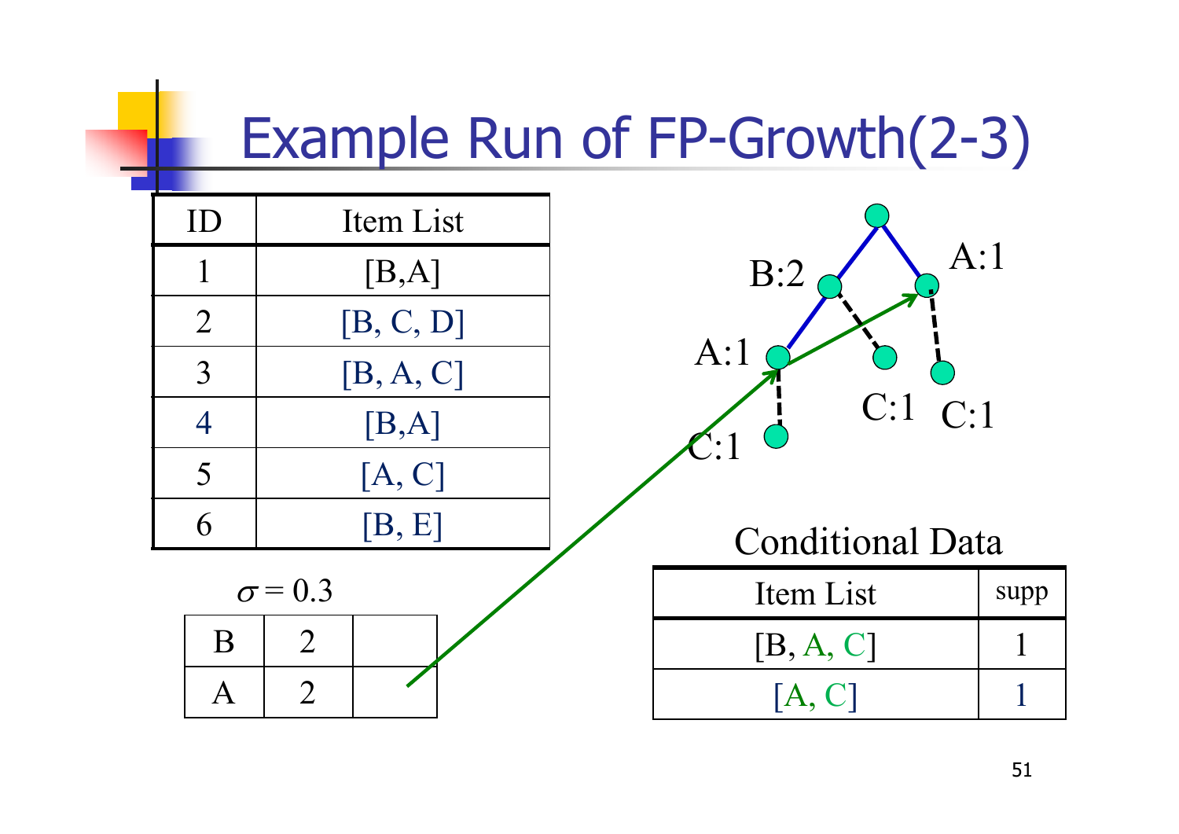# Example Run of FP-Growth(2-3)

| ID | Item List |
|---|---|
| 1 | [B,A] |
| 2 | [B, C, D] |
| 3 | [B, A, C] |
| 4 | [B,A] |
| 5 | [A, C] |
| 6 | [B, E] |

$\sigma = 0.3$

| B | 2 | |
|---|---|---|
| A | 2 | |

B:2, A:1, A:1, C:1, C:1, C:1

Conditional Data

| Item List | supp |
|---|---|
| [B, A, C] | 1 |
| [A, C] | 1 |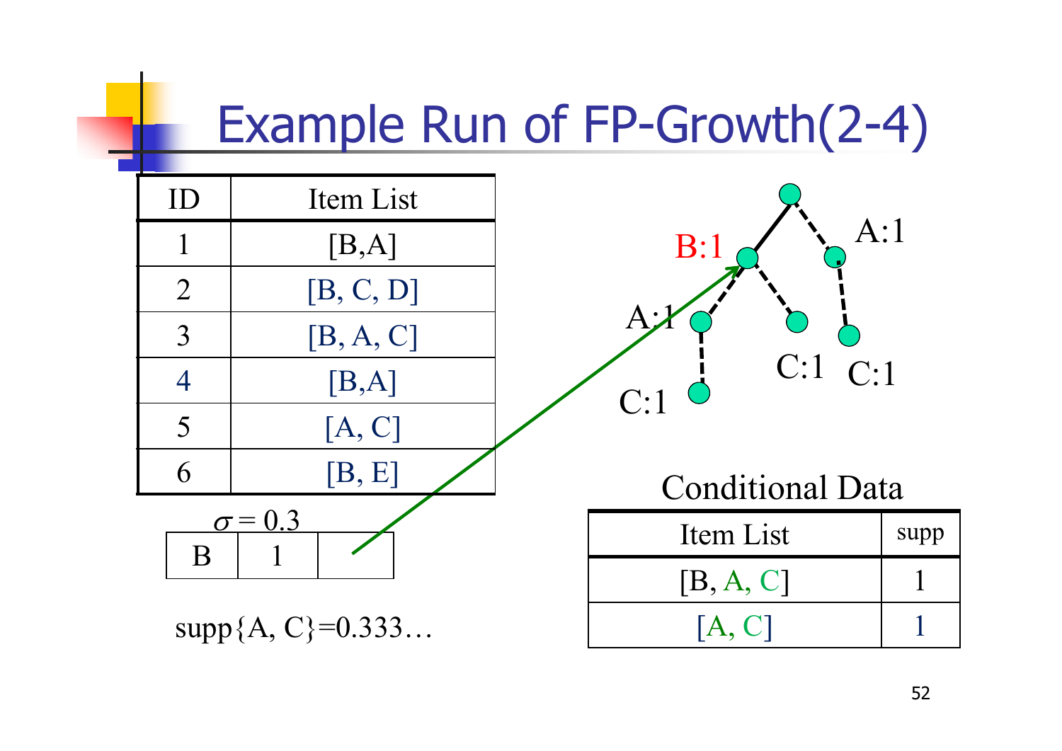# Example Run of FP-Growth(2-4)

| ID | Item List |
|---|---|
| 1 | [B,A] |
| 2 | [B, C, D] |
| 3 | [B, A, C] |
| 4 | [B,A] |
| 5 | [A, C] |
| 6 | [B, E] |

$\sigma = 0.3$

| B | 1 | |
|---|---|---|

supp{A, C}=0.333…

B:1

A:1

A:1

C:1

C:1

C:1

Conditional Data

| Item List | supp |
|---|---|
| [B, A, C] | 1 |
| [A, C] | 1 |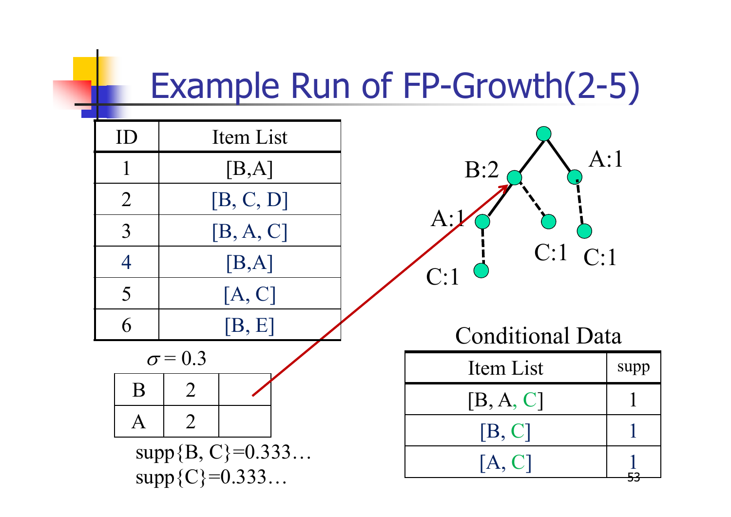# Example Run of FP-Growth(2-5)

| ID | Item List |
|---|---|
| 1 | [B,A] |
| 2 | [B, C, D] |
| 3 | [B, A, C] |
| 4 | [B,A] |
| 5 | [A, C] |
| 6 | [B, E] |

$\sigma = 0.3$

| | | |
|---|---|---|
| B | 2 | |
| A | 2 | |

supp{B, C}=0.333…
supp{C}=0.333…

B:2
A:1
A:1
C:1
C:1
C:1

Conditional Data

| Item List | supp |
|---|---|
| [B, A, C] | 1 |
| [B, C] | 1 |
| [A, C] | 1 |